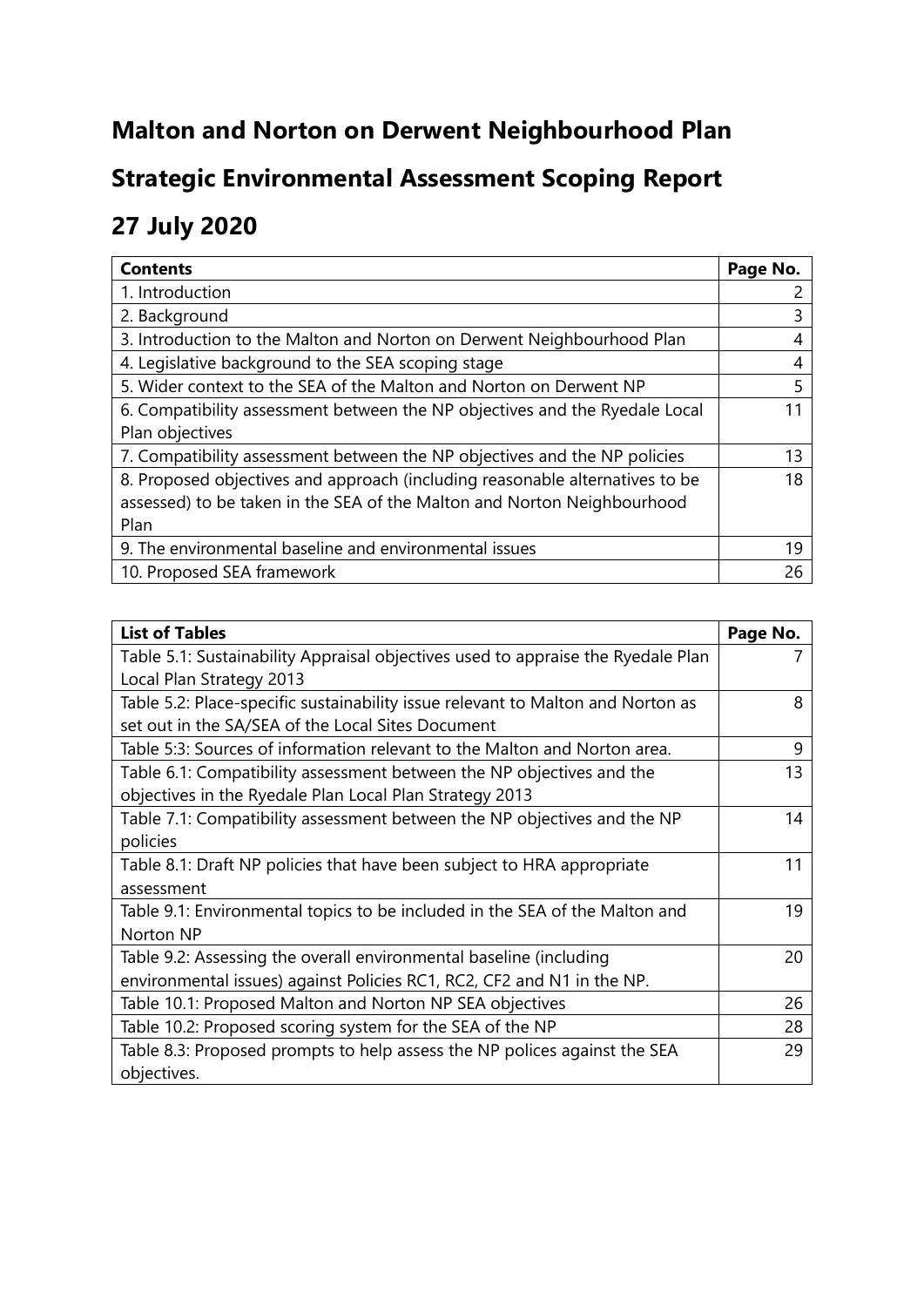# Malton and Norton on Derwent Neighbourhood Plan

# Strategic Environmental Assessment Scoping Report

# 27 July 2020

| Contents | Page No. |
|---|---|
| 1. Introduction | 2 |
| 2. Background | 3 |
| 3. Introduction to the Malton and Norton on Derwent Neighbourhood Plan | 4 |
| 4. Legislative background to the SEA scoping stage | 4 |
| 5. Wider context to the SEA of the Malton and Norton on Derwent NP | 5 |
| 6. Compatibility assessment between the NP objectives and the Ryedale Local Plan objectives | 11 |
| 7. Compatibility assessment between the NP objectives and the NP policies | 13 |
| 8. Proposed objectives and approach (including reasonable alternatives to be assessed) to be taken in the SEA of the Malton and Norton Neighbourhood Plan | 18 |
| 9. The environmental baseline and environmental issues | 19 |
| 10. Proposed SEA framework | 26 |

| List of Tables | Page No. |
|---|---|
| Table 5.1: Sustainability Appraisal objectives used to appraise the Ryedale Plan Local Plan Strategy 2013 | 7 |
| Table 5.2: Place-specific sustainability issue relevant to Malton and Norton as set out in the SA/SEA of the Local Sites Document | 8 |
| Table 5:3: Sources of information relevant to the Malton and Norton area. | 9 |
| Table 6.1: Compatibility assessment between the NP objectives and the objectives in the Ryedale Plan Local Plan Strategy 2013 | 13 |
| Table 7.1: Compatibility assessment between the NP objectives and the NP policies | 14 |
| Table 8.1: Draft NP policies that have been subject to HRA appropriate assessment | 11 |
| Table 9.1: Environmental topics to be included in the SEA of the Malton and Norton NP | 19 |
| Table 9.2: Assessing the overall environmental baseline (including environmental issues) against Policies RC1, RC2, CF2 and N1 in the NP. | 20 |
| Table 10.1: Proposed Malton and Norton NP SEA objectives | 26 |
| Table 10.2: Proposed scoring system for the SEA of the NP | 28 |
| Table 8.3: Proposed prompts to help assess the NP polices against the SEA objectives. | 29 |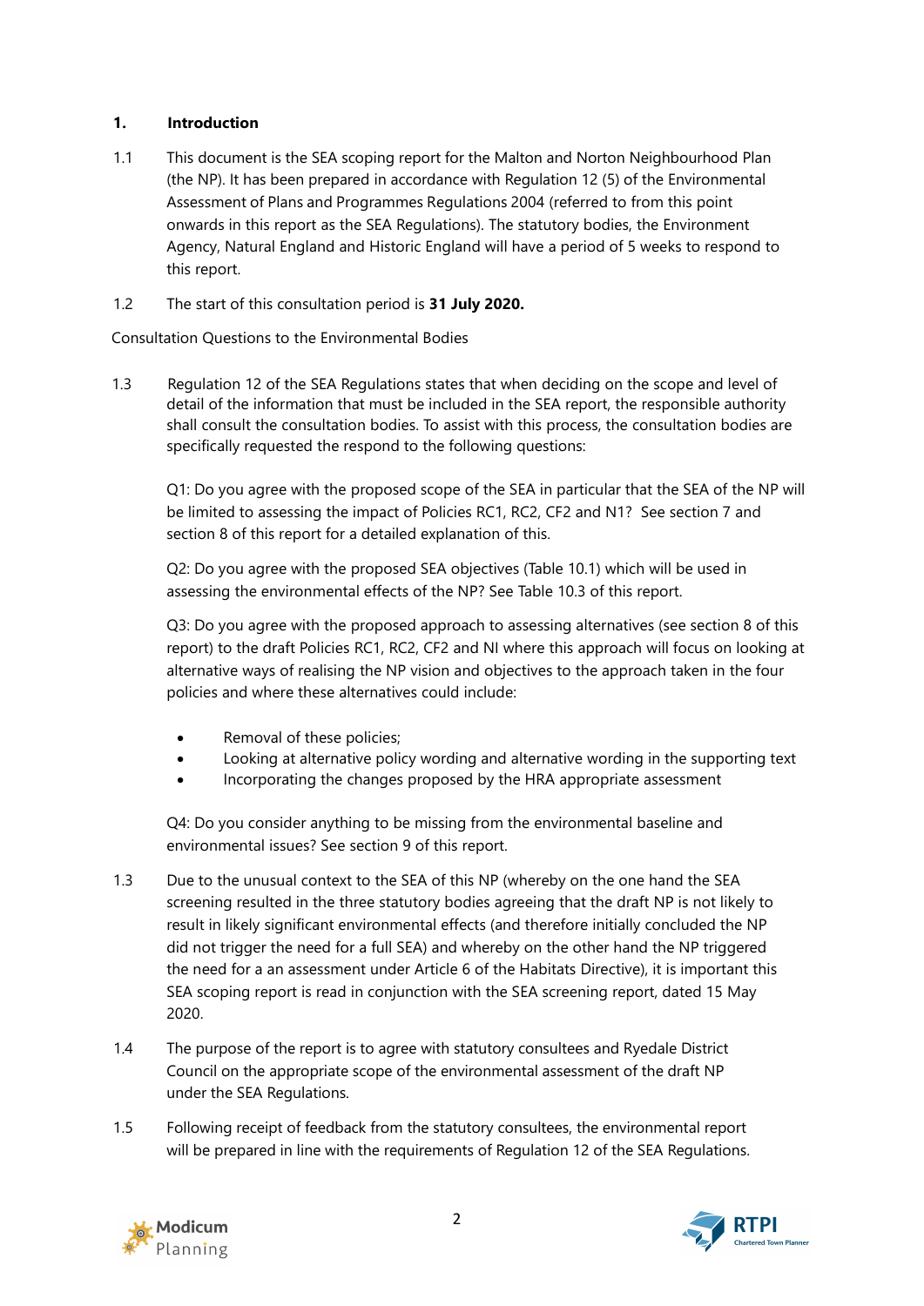## 1. Introduction

1.1 This document is the SEA scoping report for the Malton and Norton Neighbourhood Plan (the NP). It has been prepared in accordance with Regulation 12 (5) of the Environmental Assessment of Plans and Programmes Regulations 2004 (referred to from this point onwards in this report as the SEA Regulations). The statutory bodies, the Environment Agency, Natural England and Historic England will have a period of 5 weeks to respond to this report.

1.2 The start of this consultation period is **31 July 2020.**

Consultation Questions to the Environmental Bodies

1.3 Regulation 12 of the SEA Regulations states that when deciding on the scope and level of detail of the information that must be included in the SEA report, the responsible authority shall consult the consultation bodies. To assist with this process, the consultation bodies are specifically requested the respond to the following questions:

Q1: Do you agree with the proposed scope of the SEA in particular that the SEA of the NP will be limited to assessing the impact of Policies RC1, RC2, CF2 and N1? See section 7 and section 8 of this report for a detailed explanation of this.

Q2: Do you agree with the proposed SEA objectives (Table 10.1) which will be used in assessing the environmental effects of the NP? See Table 10.3 of this report.

Q3: Do you agree with the proposed approach to assessing alternatives (see section 8 of this report) to the draft Policies RC1, RC2, CF2 and NI where this approach will focus on looking at alternative ways of realising the NP vision and objectives to the approach taken in the four policies and where these alternatives could include:

- Removal of these policies;
- Looking at alternative policy wording and alternative wording in the supporting text
- Incorporating the changes proposed by the HRA appropriate assessment

Q4: Do you consider anything to be missing from the environmental baseline and environmental issues? See section 9 of this report.

1.3 Due to the unusual context to the SEA of this NP (whereby on the one hand the SEA screening resulted in the three statutory bodies agreeing that the draft NP is not likely to result in likely significant environmental effects (and therefore initially concluded the NP did not trigger the need for a full SEA) and whereby on the other hand the NP triggered the need for a an assessment under Article 6 of the Habitats Directive), it is important this SEA scoping report is read in conjunction with the SEA screening report, dated 15 May 2020.

1.4 The purpose of the report is to agree with statutory consultees and Ryedale District Council on the appropriate scope of the environmental assessment of the draft NP under the SEA Regulations.

1.5 Following receipt of feedback from the statutory consultees, the environmental report will be prepared in line with the requirements of Regulation 12 of the SEA Regulations.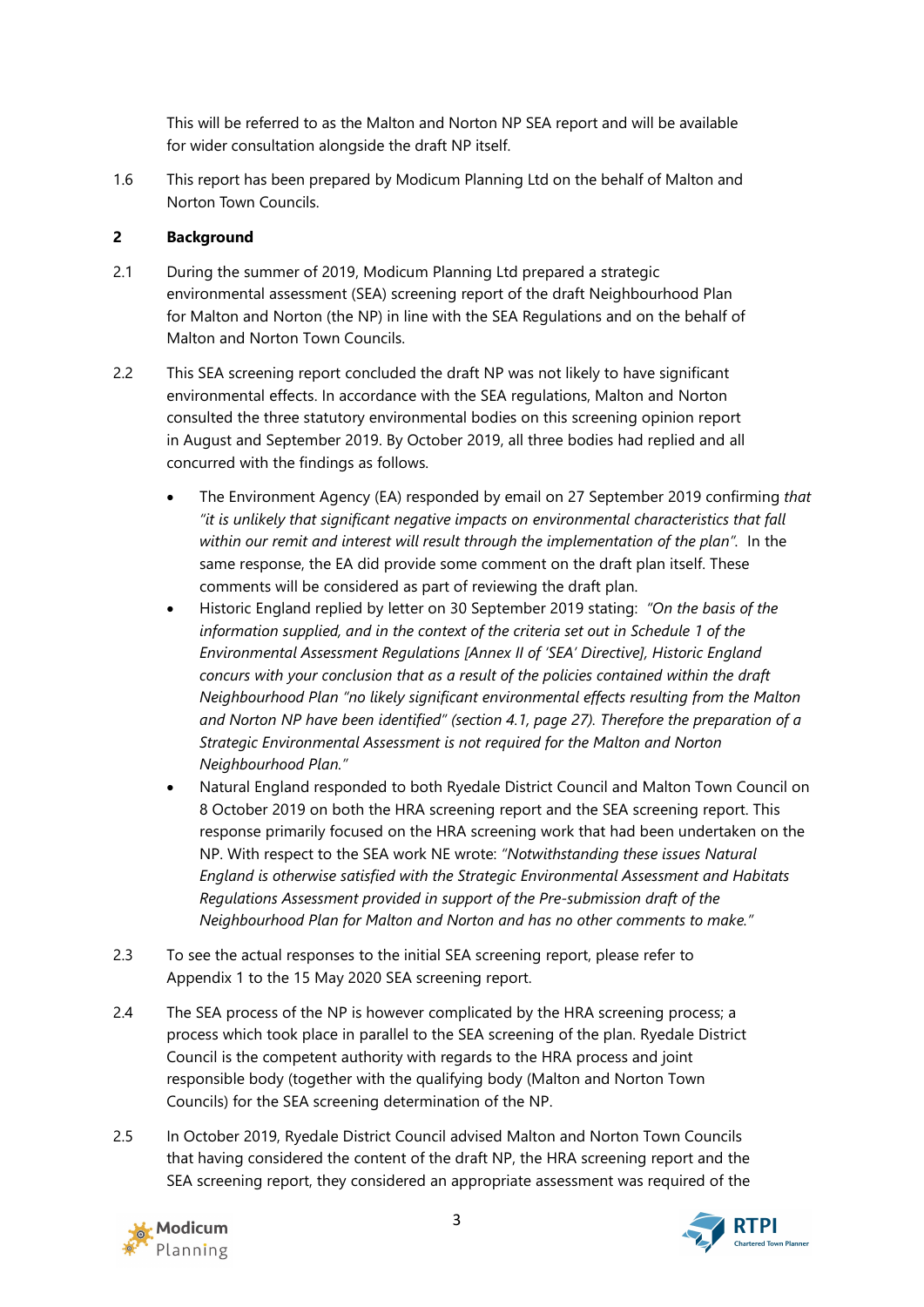This will be referred to as the Malton and Norton NP SEA report and will be available for wider consultation alongside the draft NP itself.

1.6 This report has been prepared by Modicum Planning Ltd on the behalf of Malton and Norton Town Councils.

## 2 Background

2.1 During the summer of 2019, Modicum Planning Ltd prepared a strategic environmental assessment (SEA) screening report of the draft Neighbourhood Plan for Malton and Norton (the NP) in line with the SEA Regulations and on the behalf of Malton and Norton Town Councils.

2.2 This SEA screening report concluded the draft NP was not likely to have significant environmental effects. In accordance with the SEA regulations, Malton and Norton consulted the three statutory environmental bodies on this screening opinion report in August and September 2019. By October 2019, all three bodies had replied and all concurred with the findings as follows.

- The Environment Agency (EA) responded by email on 27 September 2019 confirming *that "it is unlikely that significant negative impacts on environmental characteristics that fall within our remit and interest will result through the implementation of the plan".* In the same response, the EA did provide some comment on the draft plan itself. These comments will be considered as part of reviewing the draft plan.
- Historic England replied by letter on 30 September 2019 stating: *"On the basis of the information supplied, and in the context of the criteria set out in Schedule 1 of the Environmental Assessment Regulations [Annex II of 'SEA' Directive], Historic England concurs with your conclusion that as a result of the policies contained within the draft Neighbourhood Plan "no likely significant environmental effects resulting from the Malton and Norton NP have been identified" (section 4.1, page 27). Therefore the preparation of a Strategic Environmental Assessment is not required for the Malton and Norton Neighbourhood Plan."*
- Natural England responded to both Ryedale District Council and Malton Town Council on 8 October 2019 on both the HRA screening report and the SEA screening report. This response primarily focused on the HRA screening work that had been undertaken on the NP. With respect to the SEA work NE wrote: *"Notwithstanding these issues Natural England is otherwise satisfied with the Strategic Environmental Assessment and Habitats Regulations Assessment provided in support of the Pre-submission draft of the Neighbourhood Plan for Malton and Norton and has no other comments to make."*

2.3 To see the actual responses to the initial SEA screening report, please refer to Appendix 1 to the 15 May 2020 SEA screening report.

2.4 The SEA process of the NP is however complicated by the HRA screening process; a process which took place in parallel to the SEA screening of the plan. Ryedale District Council is the competent authority with regards to the HRA process and joint responsible body (together with the qualifying body (Malton and Norton Town Councils) for the SEA screening determination of the NP.

2.5 In October 2019, Ryedale District Council advised Malton and Norton Town Councils that having considered the content of the draft NP, the HRA screening report and the SEA screening report, they considered an appropriate assessment was required of the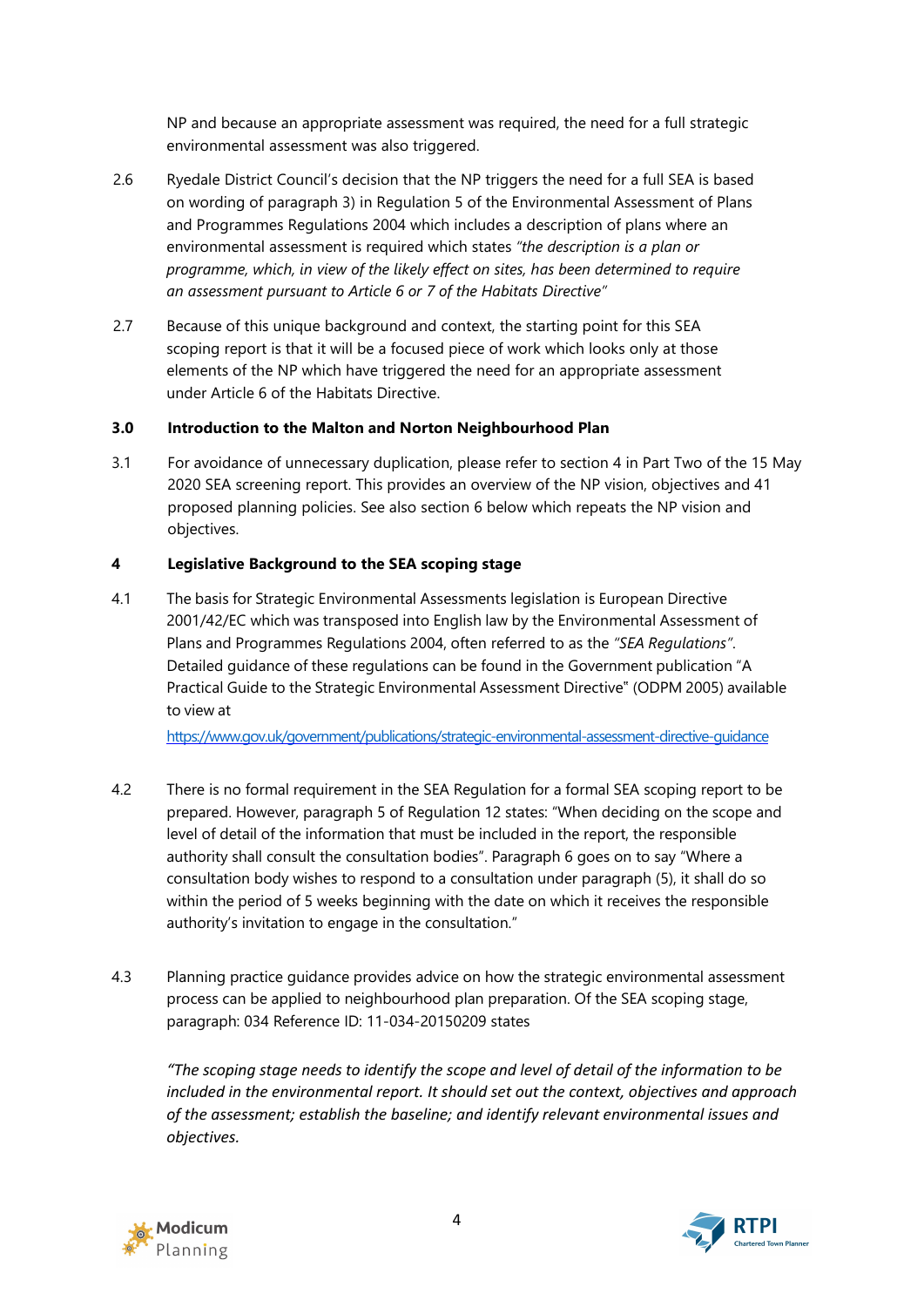NP and because an appropriate assessment was required, the need for a full strategic environmental assessment was also triggered.

2.6 Ryedale District Council's decision that the NP triggers the need for a full SEA is based on wording of paragraph 3) in Regulation 5 of the Environmental Assessment of Plans and Programmes Regulations 2004 which includes a description of plans where an environmental assessment is required which states *"the description is a plan or programme, which, in view of the likely effect on sites, has been determined to require an assessment pursuant to Article 6 or 7 of the Habitats Directive"*

2.7 Because of this unique background and context, the starting point for this SEA scoping report is that it will be a focused piece of work which looks only at those elements of the NP which have triggered the need for an appropriate assessment under Article 6 of the Habitats Directive.

## 3.0 Introduction to the Malton and Norton Neighbourhood Plan

3.1 For avoidance of unnecessary duplication, please refer to section 4 in Part Two of the 15 May 2020 SEA screening report. This provides an overview of the NP vision, objectives and 41 proposed planning policies. See also section 6 below which repeats the NP vision and objectives.

## 4 Legislative Background to the SEA scoping stage

4.1 The basis for Strategic Environmental Assessments legislation is European Directive 2001/42/EC which was transposed into English law by the Environmental Assessment of Plans and Programmes Regulations 2004, often referred to as the *"SEA Regulations"*. Detailed guidance of these regulations can be found in the Government publication "A Practical Guide to the Strategic Environmental Assessment Directive" (ODPM 2005) available to view at

https://www.gov.uk/government/publications/strategic-environmental-assessment-directive-guidance

4.2 There is no formal requirement in the SEA Regulation for a formal SEA scoping report to be prepared. However, paragraph 5 of Regulation 12 states: "When deciding on the scope and level of detail of the information that must be included in the report, the responsible authority shall consult the consultation bodies". Paragraph 6 goes on to say "Where a consultation body wishes to respond to a consultation under paragraph (5), it shall do so within the period of 5 weeks beginning with the date on which it receives the responsible authority's invitation to engage in the consultation."

4.3 Planning practice guidance provides advice on how the strategic environmental assessment process can be applied to neighbourhood plan preparation. Of the SEA scoping stage, paragraph: 034 Reference ID: 11-034-20150209 states

*"The scoping stage needs to identify the scope and level of detail of the information to be included in the environmental report. It should set out the context, objectives and approach of the assessment; establish the baseline; and identify relevant environmental issues and objectives.*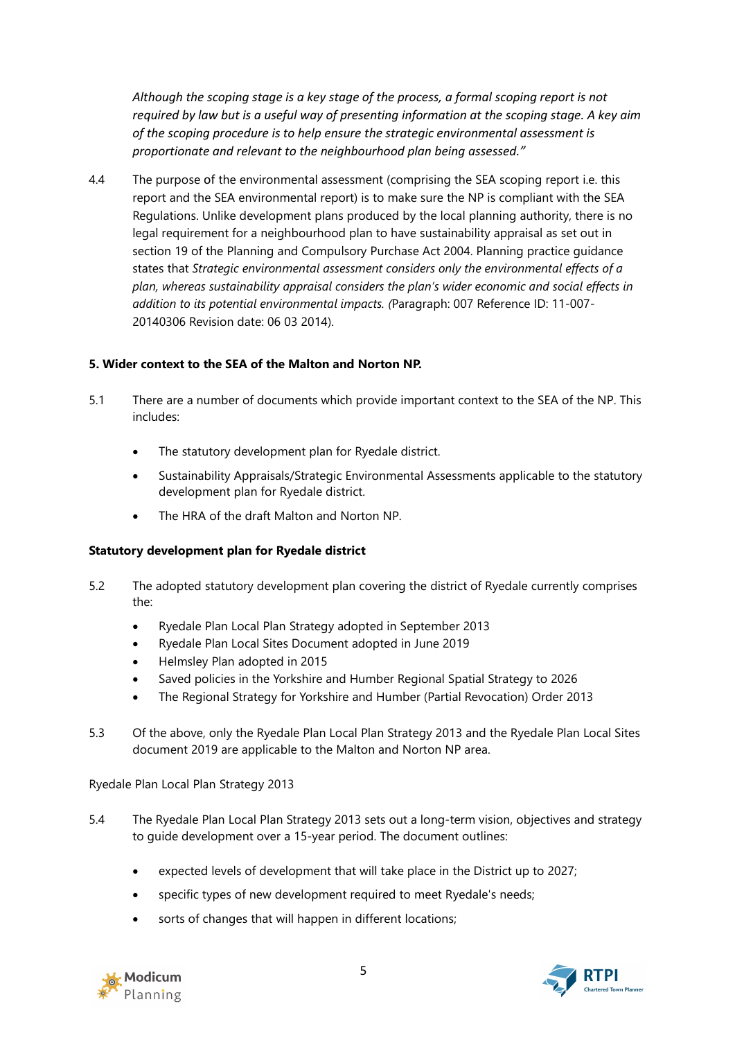*Although the scoping stage is a key stage of the process, a formal scoping report is not required by law but is a useful way of presenting information at the scoping stage. A key aim of the scoping procedure is to help ensure the strategic environmental assessment is proportionate and relevant to the neighbourhood plan being assessed."*

4.4 The purpose of the environmental assessment (comprising the SEA scoping report i.e. this report and the SEA environmental report) is to make sure the NP is compliant with the SEA Regulations. Unlike development plans produced by the local planning authority, there is no legal requirement for a neighbourhood plan to have sustainability appraisal as set out in section 19 of the Planning and Compulsory Purchase Act 2004. Planning practice guidance states that *Strategic environmental assessment considers only the environmental effects of a plan, whereas sustainability appraisal considers the plan's wider economic and social effects in addition to its potential environmental impacts. (*Paragraph: 007 Reference ID: 11-007-20140306 Revision date: 06 03 2014).

**5. Wider context to the SEA of the Malton and Norton NP.**

5.1 There are a number of documents which provide important context to the SEA of the NP. This includes:

- The statutory development plan for Ryedale district.
- Sustainability Appraisals/Strategic Environmental Assessments applicable to the statutory development plan for Ryedale district.
- The HRA of the draft Malton and Norton NP.

**Statutory development plan for Ryedale district**

5.2 The adopted statutory development plan covering the district of Ryedale currently comprises the:

- Ryedale Plan Local Plan Strategy adopted in September 2013
- Ryedale Plan Local Sites Document adopted in June 2019
- Helmsley Plan adopted in 2015
- Saved policies in the Yorkshire and Humber Regional Spatial Strategy to 2026
- The Regional Strategy for Yorkshire and Humber (Partial Revocation) Order 2013

5.3 Of the above, only the Ryedale Plan Local Plan Strategy 2013 and the Ryedale Plan Local Sites document 2019 are applicable to the Malton and Norton NP area.

Ryedale Plan Local Plan Strategy 2013

5.4 The Ryedale Plan Local Plan Strategy 2013 sets out a long-term vision, objectives and strategy to guide development over a 15-year period. The document outlines:

- expected levels of development that will take place in the District up to 2027;
- specific types of new development required to meet Ryedale's needs;
- sorts of changes that will happen in different locations;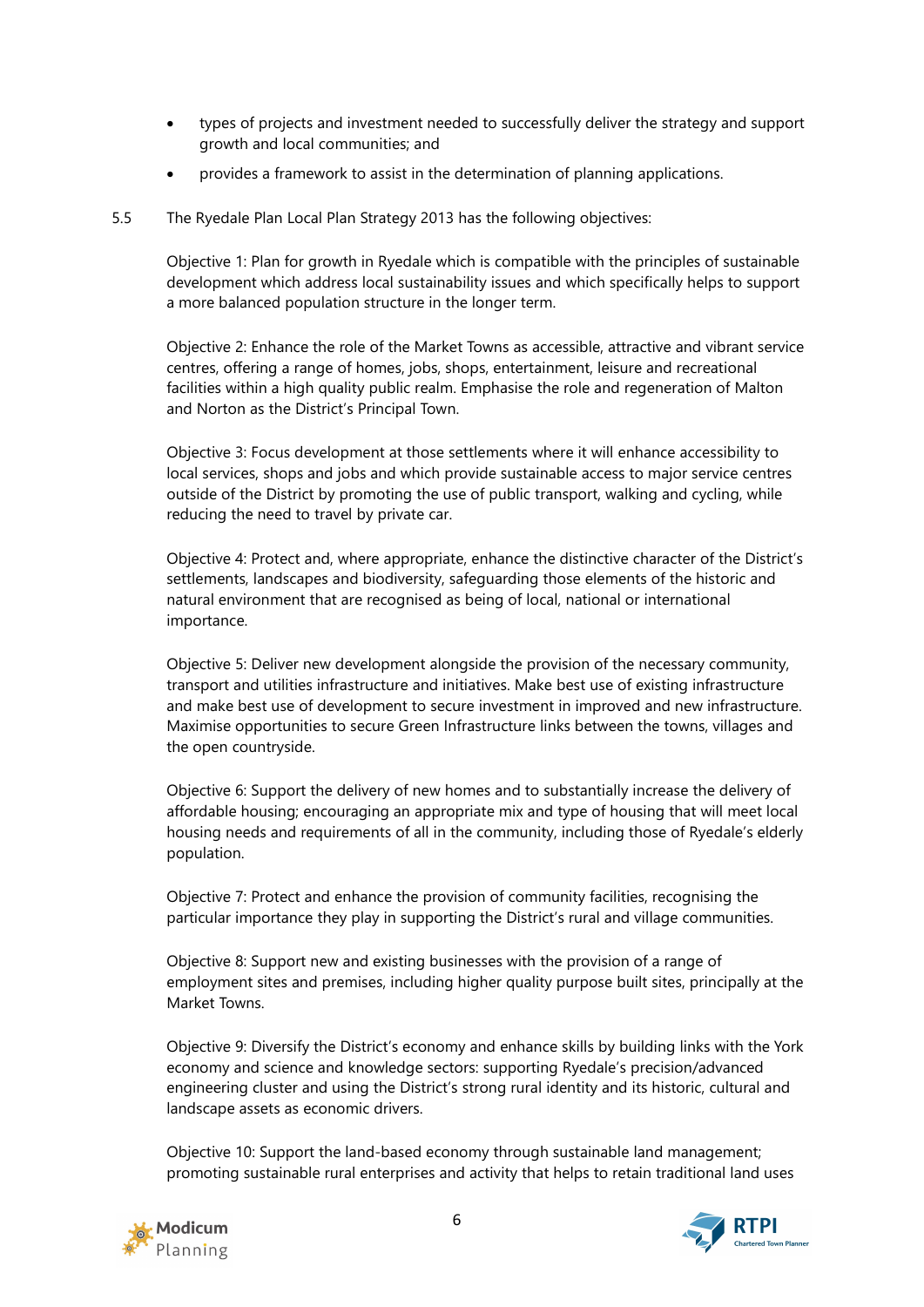- types of projects and investment needed to successfully deliver the strategy and support growth and local communities; and
- provides a framework to assist in the determination of planning applications.

5.5 The Ryedale Plan Local Plan Strategy 2013 has the following objectives:

Objective 1: Plan for growth in Ryedale which is compatible with the principles of sustainable development which address local sustainability issues and which specifically helps to support a more balanced population structure in the longer term.

Objective 2: Enhance the role of the Market Towns as accessible, attractive and vibrant service centres, offering a range of homes, jobs, shops, entertainment, leisure and recreational facilities within a high quality public realm. Emphasise the role and regeneration of Malton and Norton as the District's Principal Town.

Objective 3: Focus development at those settlements where it will enhance accessibility to local services, shops and jobs and which provide sustainable access to major service centres outside of the District by promoting the use of public transport, walking and cycling, while reducing the need to travel by private car.

Objective 4: Protect and, where appropriate, enhance the distinctive character of the District's settlements, landscapes and biodiversity, safeguarding those elements of the historic and natural environment that are recognised as being of local, national or international importance.

Objective 5: Deliver new development alongside the provision of the necessary community, transport and utilities infrastructure and initiatives. Make best use of existing infrastructure and make best use of development to secure investment in improved and new infrastructure. Maximise opportunities to secure Green Infrastructure links between the towns, villages and the open countryside.

Objective 6: Support the delivery of new homes and to substantially increase the delivery of affordable housing; encouraging an appropriate mix and type of housing that will meet local housing needs and requirements of all in the community, including those of Ryedale's elderly population.

Objective 7: Protect and enhance the provision of community facilities, recognising the particular importance they play in supporting the District's rural and village communities.

Objective 8: Support new and existing businesses with the provision of a range of employment sites and premises, including higher quality purpose built sites, principally at the Market Towns.

Objective 9: Diversify the District's economy and enhance skills by building links with the York economy and science and knowledge sectors: supporting Ryedale's precision/advanced engineering cluster and using the District's strong rural identity and its historic, cultural and landscape assets as economic drivers.

Objective 10: Support the land-based economy through sustainable land management; promoting sustainable rural enterprises and activity that helps to retain traditional land uses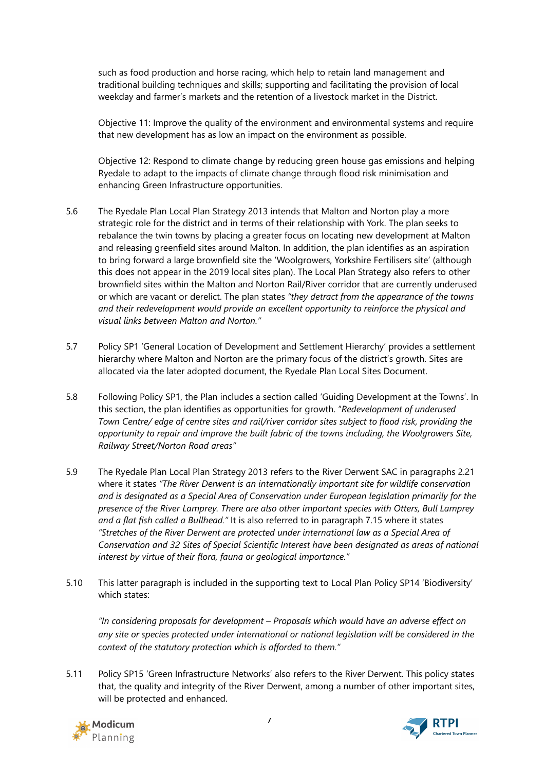such as food production and horse racing, which help to retain land management and traditional building techniques and skills; supporting and facilitating the provision of local weekday and farmer's markets and the retention of a livestock market in the District.

Objective 11: Improve the quality of the environment and environmental systems and require that new development has as low an impact on the environment as possible.

Objective 12: Respond to climate change by reducing green house gas emissions and helping Ryedale to adapt to the impacts of climate change through flood risk minimisation and enhancing Green Infrastructure opportunities.

5.6 The Ryedale Plan Local Plan Strategy 2013 intends that Malton and Norton play a more strategic role for the district and in terms of their relationship with York. The plan seeks to rebalance the twin towns by placing a greater focus on locating new development at Malton and releasing greenfield sites around Malton. In addition, the plan identifies as an aspiration to bring forward a large brownfield site the 'Woolgrowers, Yorkshire Fertilisers site' (although this does not appear in the 2019 local sites plan). The Local Plan Strategy also refers to other brownfield sites within the Malton and Norton Rail/River corridor that are currently underused or which are vacant or derelict. The plan states *"they detract from the appearance of the towns and their redevelopment would provide an excellent opportunity to reinforce the physical and visual links between Malton and Norton."*

5.7 Policy SP1 'General Location of Development and Settlement Hierarchy' provides a settlement hierarchy where Malton and Norton are the primary focus of the district's growth. Sites are allocated via the later adopted document, the Ryedale Plan Local Sites Document.

5.8 Following Policy SP1, the Plan includes a section called 'Guiding Development at the Towns'. In this section, the plan identifies as opportunities for growth. "*Redevelopment of underused Town Centre/ edge of centre sites and rail/river corridor sites subject to flood risk, providing the opportunity to repair and improve the built fabric of the towns including, the Woolgrowers Site, Railway Street/Norton Road areas"*

5.9 The Ryedale Plan Local Plan Strategy 2013 refers to the River Derwent SAC in paragraphs 2.21 where it states *"The River Derwent is an internationally important site for wildlife conservation and is designated as a Special Area of Conservation under European legislation primarily for the presence of the River Lamprey. There are also other important species with Otters, Bull Lamprey and a flat fish called a Bullhead."* It is also referred to in paragraph 7.15 where it states *"Stretches of the River Derwent are protected under international law as a Special Area of Conservation and 32 Sites of Special Scientific Interest have been designated as areas of national interest by virtue of their flora, fauna or geological importance."*

5.10 This latter paragraph is included in the supporting text to Local Plan Policy SP14 'Biodiversity' which states:

*"In considering proposals for development – Proposals which would have an adverse effect on any site or species protected under international or national legislation will be considered in the context of the statutory protection which is afforded to them."*

5.11 Policy SP15 'Green Infrastructure Networks' also refers to the River Derwent. This policy states that, the quality and integrity of the River Derwent, among a number of other important sites, will be protected and enhanced.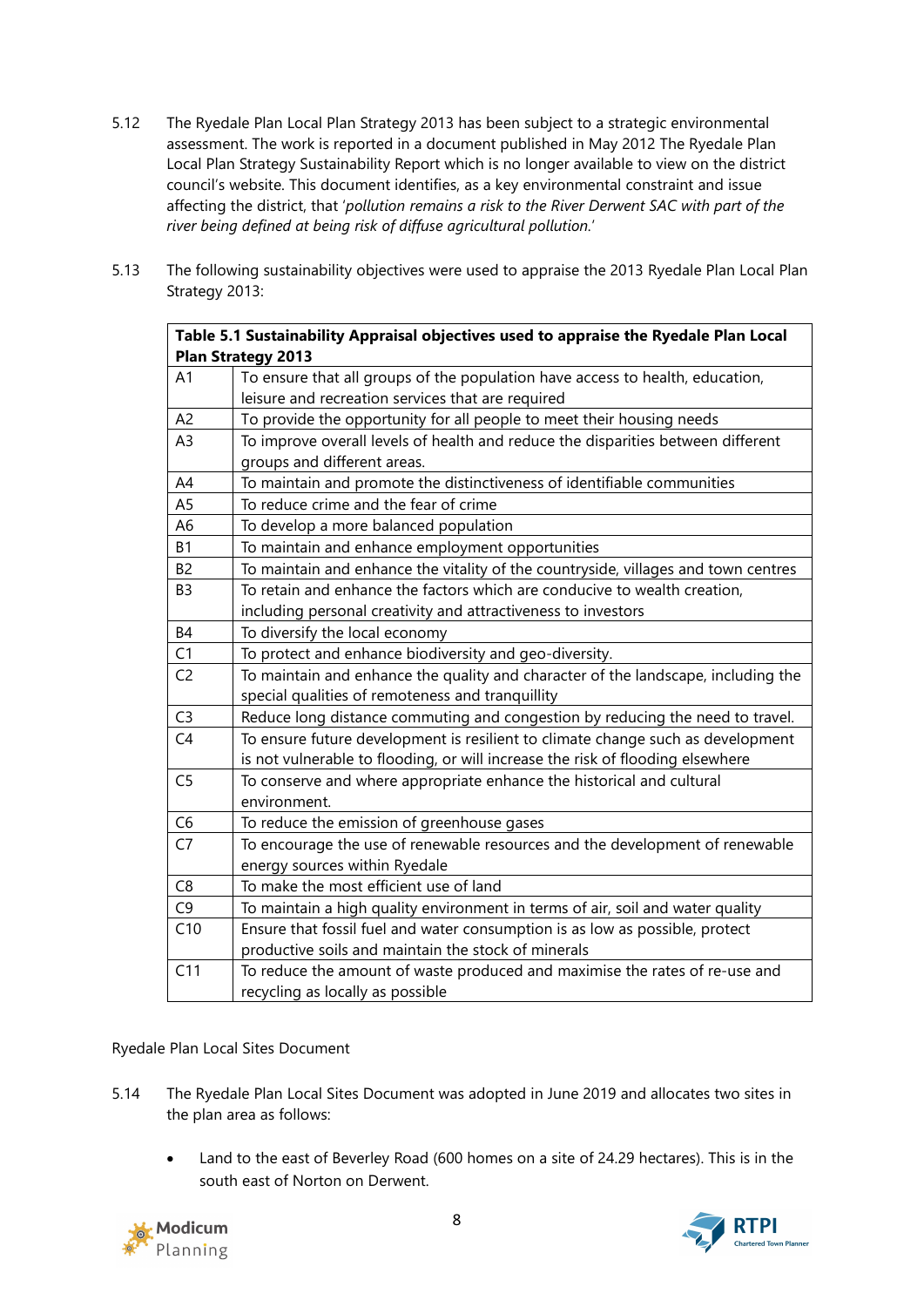5.12 The Ryedale Plan Local Plan Strategy 2013 has been subject to a strategic environmental assessment. The work is reported in a document published in May 2012 The Ryedale Plan Local Plan Strategy Sustainability Report which is no longer available to view on the district council's website. This document identifies, as a key environmental constraint and issue affecting the district, that '*pollution remains a risk to the River Derwent SAC with part of the river being defined at being risk of diffuse agricultural pollution.*'

5.13 The following sustainability objectives were used to appraise the 2013 Ryedale Plan Local Plan Strategy 2013:

| **Table 5.1 Sustainability Appraisal objectives used to appraise the Ryedale Plan Local Plan Strategy 2013** | |
|---|---|
| A1 | To ensure that all groups of the population have access to health, education, leisure and recreation services that are required |
| A2 | To provide the opportunity for all people to meet their housing needs |
| A3 | To improve overall levels of health and reduce the disparities between different groups and different areas. |
| A4 | To maintain and promote the distinctiveness of identifiable communities |
| A5 | To reduce crime and the fear of crime |
| A6 | To develop a more balanced population |
| B1 | To maintain and enhance employment opportunities |
| B2 | To maintain and enhance the vitality of the countryside, villages and town centres |
| B3 | To retain and enhance the factors which are conducive to wealth creation, including personal creativity and attractiveness to investors |
| B4 | To diversify the local economy |
| C1 | To protect and enhance biodiversity and geo-diversity. |
| C2 | To maintain and enhance the quality and character of the landscape, including the special qualities of remoteness and tranquillity |
| C3 | Reduce long distance commuting and congestion by reducing the need to travel. |
| C4 | To ensure future development is resilient to climate change such as development is not vulnerable to flooding, or will increase the risk of flooding elsewhere |
| C5 | To conserve and where appropriate enhance the historical and cultural environment. |
| C6 | To reduce the emission of greenhouse gases |
| C7 | To encourage the use of renewable resources and the development of renewable energy sources within Ryedale |
| C8 | To make the most efficient use of land |
| C9 | To maintain a high quality environment in terms of air, soil and water quality |
| C10 | Ensure that fossil fuel and water consumption is as low as possible, protect productive soils and maintain the stock of minerals |
| C11 | To reduce the amount of waste produced and maximise the rates of re-use and recycling as locally as possible |

Ryedale Plan Local Sites Document

5.14 The Ryedale Plan Local Sites Document was adopted in June 2019 and allocates two sites in the plan area as follows:

- Land to the east of Beverley Road (600 homes on a site of 24.29 hectares). This is in the south east of Norton on Derwent.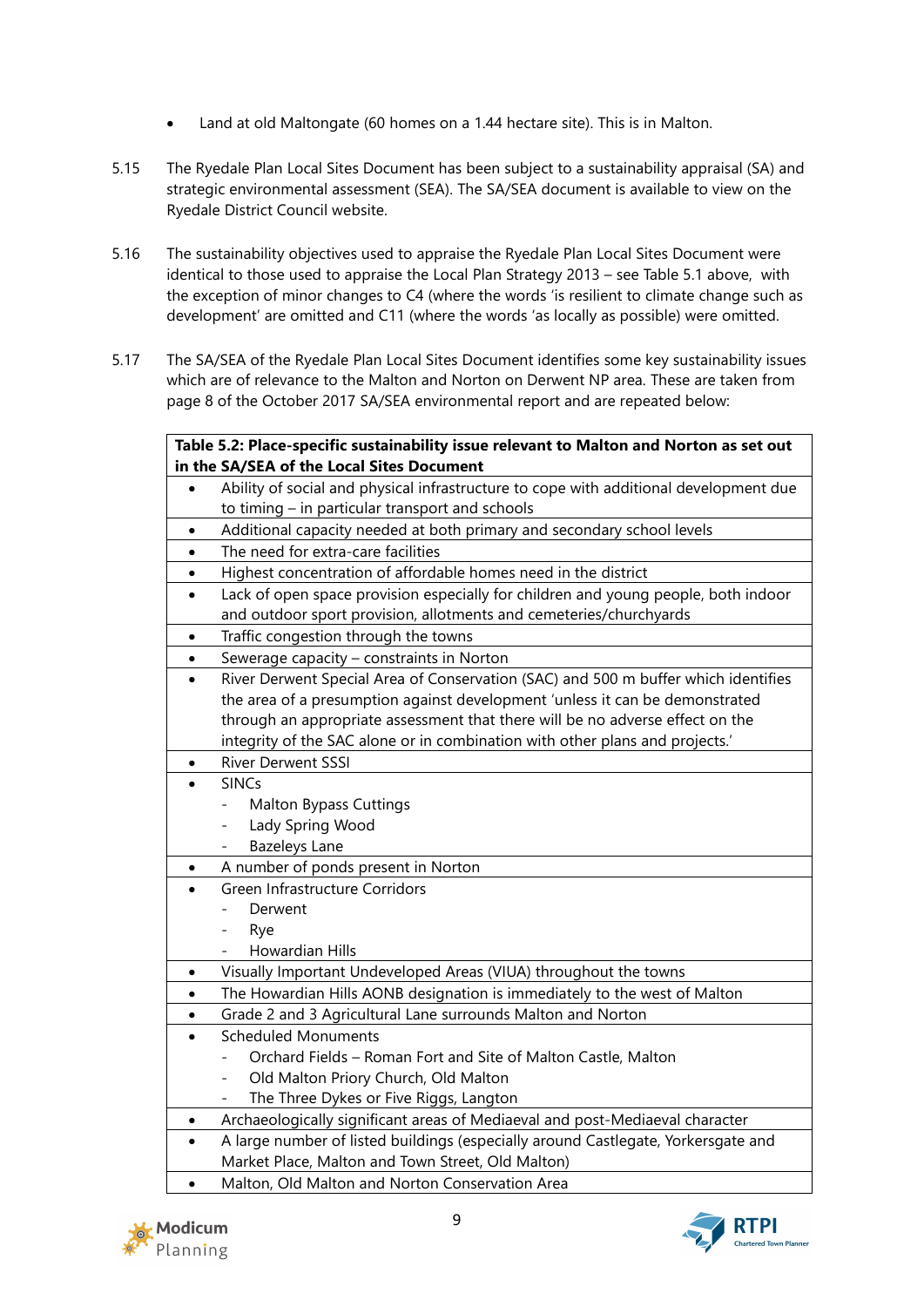- Land at old Maltongate (60 homes on a 1.44 hectare site). This is in Malton.

5.15 The Ryedale Plan Local Sites Document has been subject to a sustainability appraisal (SA) and strategic environmental assessment (SEA). The SA/SEA document is available to view on the Ryedale District Council website.

5.16 The sustainability objectives used to appraise the Ryedale Plan Local Sites Document were identical to those used to appraise the Local Plan Strategy 2013 – see Table 5.1 above, with the exception of minor changes to C4 (where the words 'is resilient to climate change such as development' are omitted and C11 (where the words 'as locally as possible) were omitted.

5.17 The SA/SEA of the Ryedale Plan Local Sites Document identifies some key sustainability issues which are of relevance to the Malton and Norton on Derwent NP area. These are taken from page 8 of the October 2017 SA/SEA environmental report and are repeated below:

| **Table 5.2: Place-specific sustainability issue relevant to Malton and Norton as set out in the SA/SEA of the Local Sites Document** |
|---|
| • Ability of social and physical infrastructure to cope with additional development due to timing – in particular transport and schools |
| • Additional capacity needed at both primary and secondary school levels |
| • The need for extra-care facilities |
| • Highest concentration of affordable homes need in the district |
| • Lack of open space provision especially for children and young people, both indoor and outdoor sport provision, allotments and cemeteries/churchyards |
| • Traffic congestion through the towns |
| • Sewerage capacity – constraints in Norton |
| • River Derwent Special Area of Conservation (SAC) and 500 m buffer which identifies the area of a presumption against development 'unless it can be demonstrated through an appropriate assessment that there will be no adverse effect on the integrity of the SAC alone or in combination with other plans and projects.' |
| • River Derwent SSSI |
| • SINCs<br>- Malton Bypass Cuttings<br>- Lady Spring Wood<br>- Bazeleys Lane |
| • A number of ponds present in Norton |
| • Green Infrastructure Corridors<br>- Derwent<br>- Rye<br>- Howardian Hills |
| • Visually Important Undeveloped Areas (VIUA) throughout the towns |
| • The Howardian Hills AONB designation is immediately to the west of Malton |
| • Grade 2 and 3 Agricultural Lane surrounds Malton and Norton |
| • Scheduled Monuments<br>- Orchard Fields – Roman Fort and Site of Malton Castle, Malton<br>- Old Malton Priory Church, Old Malton<br>- The Three Dykes or Five Riggs, Langton |
| • Archaeologically significant areas of Mediaeval and post-Mediaeval character |
| • A large number of listed buildings (especially around Castlegate, Yorkersgate and Market Place, Malton and Town Street, Old Malton) |
| • Malton, Old Malton and Norton Conservation Area |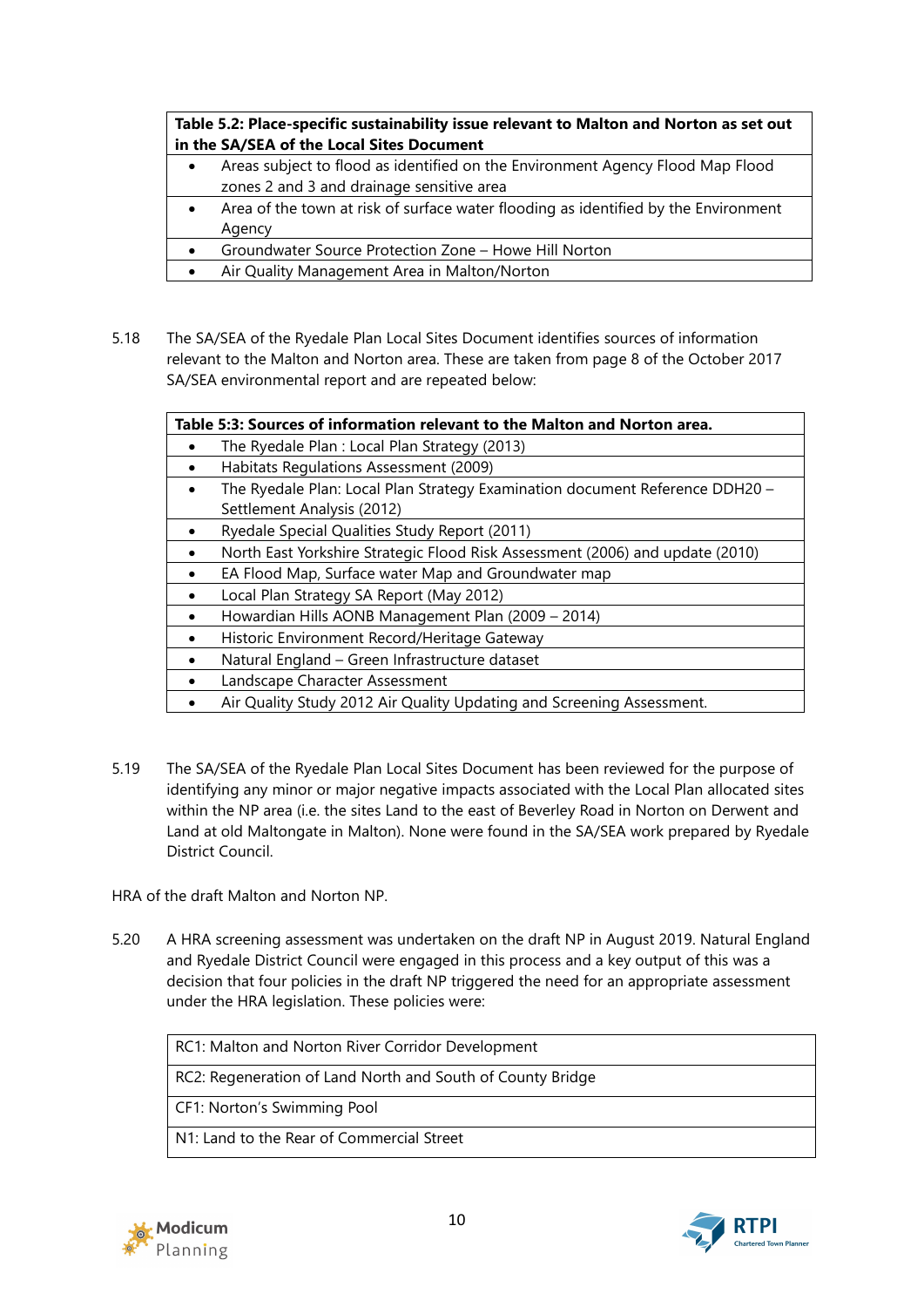| Table 5.2: Place-specific sustainability issue relevant to Malton and Norton as set out in the SA/SEA of the Local Sites Document |
|---|
| • Areas subject to flood as identified on the Environment Agency Flood Map Flood zones 2 and 3 and drainage sensitive area |
| • Area of the town at risk of surface water flooding as identified by the Environment Agency |
| • Groundwater Source Protection Zone – Howe Hill Norton |
| • Air Quality Management Area in Malton/Norton |

5.18 The SA/SEA of the Ryedale Plan Local Sites Document identifies sources of information relevant to the Malton and Norton area. These are taken from page 8 of the October 2017 SA/SEA environmental report and are repeated below:

| Table 5:3: Sources of information relevant to the Malton and Norton area. |
|---|
| • The Ryedale Plan : Local Plan Strategy (2013) |
| • Habitats Regulations Assessment (2009) |
| • The Ryedale Plan: Local Plan Strategy Examination document Reference DDH20 – Settlement Analysis (2012) |
| • Ryedale Special Qualities Study Report (2011) |
| • North East Yorkshire Strategic Flood Risk Assessment (2006) and update (2010) |
| • EA Flood Map, Surface water Map and Groundwater map |
| • Local Plan Strategy SA Report (May 2012) |
| • Howardian Hills AONB Management Plan (2009 – 2014) |
| • Historic Environment Record/Heritage Gateway |
| • Natural England – Green Infrastructure dataset |
| • Landscape Character Assessment |
| • Air Quality Study 2012 Air Quality Updating and Screening Assessment. |

5.19 The SA/SEA of the Ryedale Plan Local Sites Document has been reviewed for the purpose of identifying any minor or major negative impacts associated with the Local Plan allocated sites within the NP area (i.e. the sites Land to the east of Beverley Road in Norton on Derwent and Land at old Maltongate in Malton). None were found in the SA/SEA work prepared by Ryedale District Council.

HRA of the draft Malton and Norton NP.

5.20 A HRA screening assessment was undertaken on the draft NP in August 2019. Natural England and Ryedale District Council were engaged in this process and a key output of this was a decision that four policies in the draft NP triggered the need for an appropriate assessment under the HRA legislation. These policies were:

| RC1: Malton and Norton River Corridor Development |
|---|
| RC2: Regeneration of Land North and South of County Bridge |
| CF1: Norton's Swimming Pool |
| N1: Land to the Rear of Commercial Street |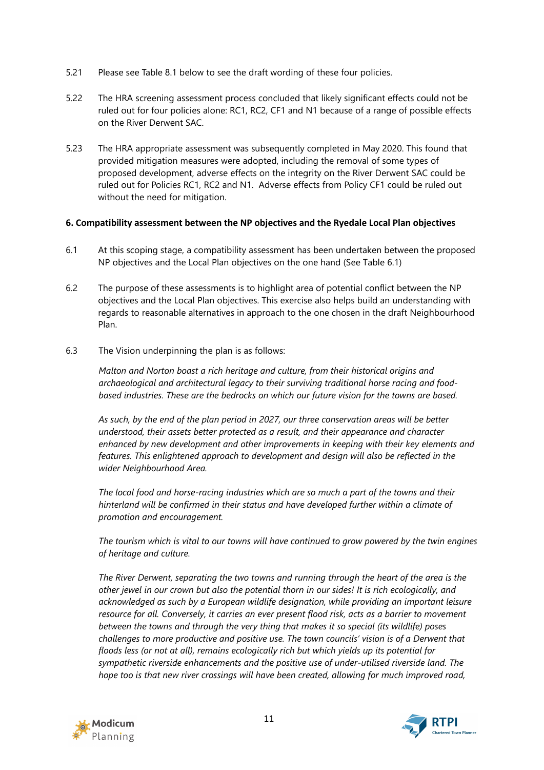5.21 Please see Table 8.1 below to see the draft wording of these four policies.

5.22 The HRA screening assessment process concluded that likely significant effects could not be ruled out for four policies alone: RC1, RC2, CF1 and N1 because of a range of possible effects on the River Derwent SAC.

5.23 The HRA appropriate assessment was subsequently completed in May 2020. This found that provided mitigation measures were adopted, including the removal of some types of proposed development, adverse effects on the integrity on the River Derwent SAC could be ruled out for Policies RC1, RC2 and N1. Adverse effects from Policy CF1 could be ruled out without the need for mitigation.

**6. Compatibility assessment between the NP objectives and the Ryedale Local Plan objectives**

6.1 At this scoping stage, a compatibility assessment has been undertaken between the proposed NP objectives and the Local Plan objectives on the one hand (See Table 6.1)

6.2 The purpose of these assessments is to highlight area of potential conflict between the NP objectives and the Local Plan objectives. This exercise also helps build an understanding with regards to reasonable alternatives in approach to the one chosen in the draft Neighbourhood Plan.

6.3 The Vision underpinning the plan is as follows:

*Malton and Norton boast a rich heritage and culture, from their historical origins and archaeological and architectural legacy to their surviving traditional horse racing and food-based industries. These are the bedrocks on which our future vision for the towns are based.*

*As such, by the end of the plan period in 2027, our three conservation areas will be better understood, their assets better protected as a result, and their appearance and character enhanced by new development and other improvements in keeping with their key elements and features. This enlightened approach to development and design will also be reflected in the wider Neighbourhood Area.*

*The local food and horse-racing industries which are so much a part of the towns and their hinterland will be confirmed in their status and have developed further within a climate of promotion and encouragement.*

*The tourism which is vital to our towns will have continued to grow powered by the twin engines of heritage and culture.*

*The River Derwent, separating the two towns and running through the heart of the area is the other jewel in our crown but also the potential thorn in our sides! It is rich ecologically, and acknowledged as such by a European wildlife designation, while providing an important leisure resource for all. Conversely, it carries an ever present flood risk, acts as a barrier to movement between the towns and through the very thing that makes it so special (its wildlife) poses challenges to more productive and positive use. The town councils' vision is of a Derwent that floods less (or not at all), remains ecologically rich but which yields up its potential for sympathetic riverside enhancements and the positive use of under-utilised riverside land. The hope too is that new river crossings will have been created, allowing for much improved road,*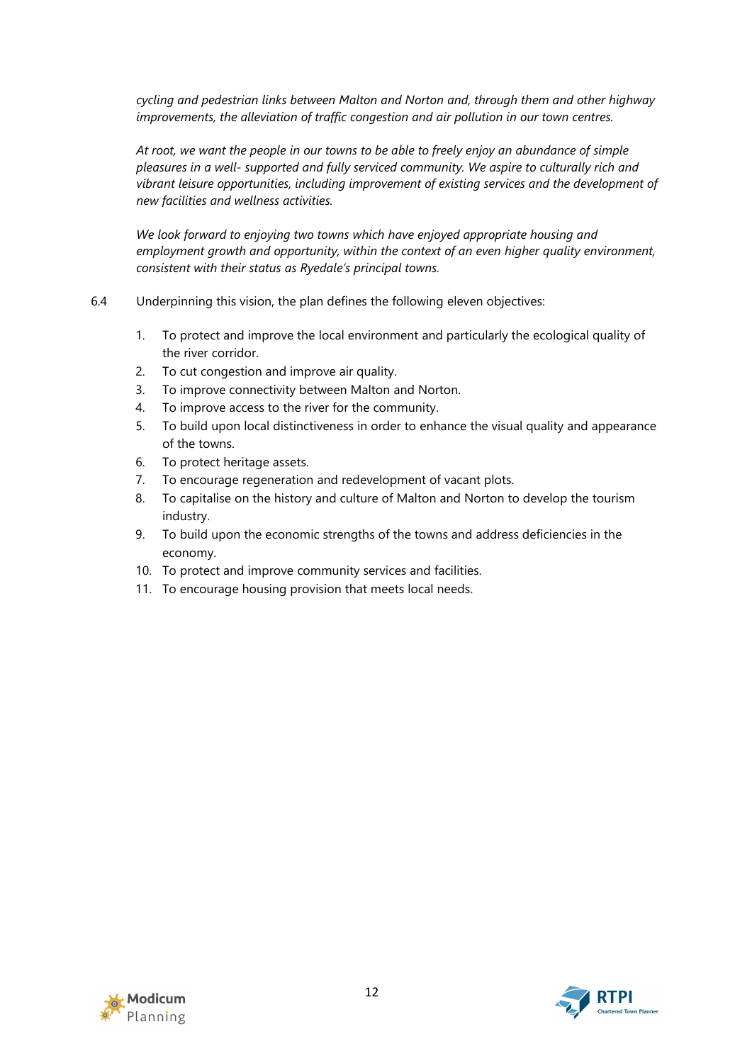*cycling and pedestrian links between Malton and Norton and, through them and other highway improvements, the alleviation of traffic congestion and air pollution in our town centres.*

*At root, we want the people in our towns to be able to freely enjoy an abundance of simple pleasures in a well- supported and fully serviced community. We aspire to culturally rich and vibrant leisure opportunities, including improvement of existing services and the development of new facilities and wellness activities.*

*We look forward to enjoying two towns which have enjoyed appropriate housing and employment growth and opportunity, within the context of an even higher quality environment, consistent with their status as Ryedale's principal towns.*

6.4 Underpinning this vision, the plan defines the following eleven objectives:

1. To protect and improve the local environment and particularly the ecological quality of the river corridor.
2. To cut congestion and improve air quality.
3. To improve connectivity between Malton and Norton.
4. To improve access to the river for the community.
5. To build upon local distinctiveness in order to enhance the visual quality and appearance of the towns.
6. To protect heritage assets.
7. To encourage regeneration and redevelopment of vacant plots.
8. To capitalise on the history and culture of Malton and Norton to develop the tourism industry.
9. To build upon the economic strengths of the towns and address deficiencies in the economy.
10. To protect and improve community services and facilities.
11. To encourage housing provision that meets local needs.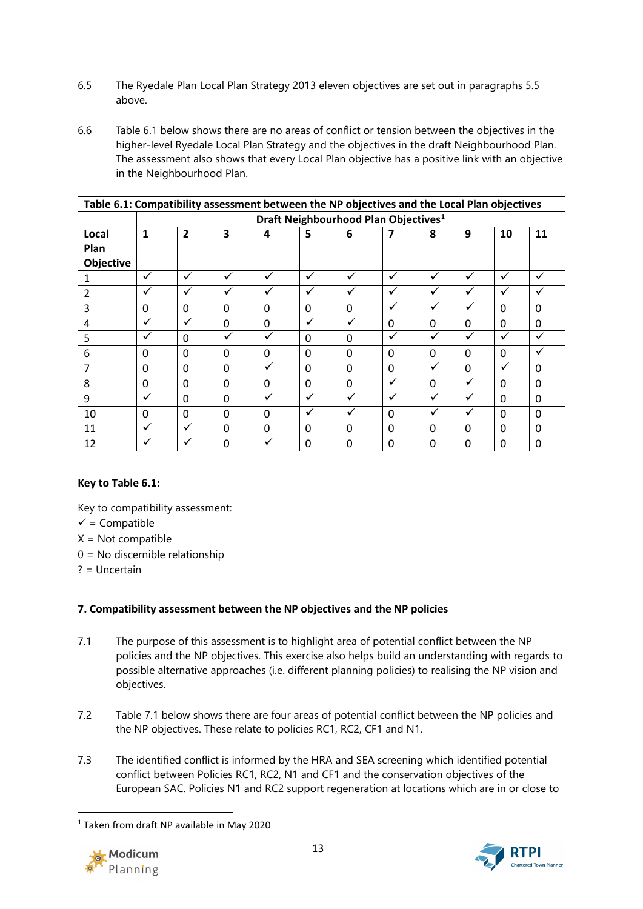6.5 The Ryedale Plan Local Plan Strategy 2013 eleven objectives are set out in paragraphs 5.5 above.

6.6 Table 6.1 below shows there are no areas of conflict or tension between the objectives in the higher-level Ryedale Local Plan Strategy and the objectives in the draft Neighbourhood Plan. The assessment also shows that every Local Plan objective has a positive link with an objective in the Neighbourhood Plan.

| Table 6.1: Compatibility assessment between the NP objectives and the Local Plan objectives | | | | | | | | | | | |
|---|---|---|---|---|---|---|---|---|---|---|---|
| | Draft Neighbourhood Plan Objectives[1] | | | | | | | | | | |
| **Local Plan Objective** | **1** | **2** | **3** | **4** | **5** | **6** | **7** | **8** | **9** | **10** | **11** |
| 1 | ✓ | ✓ | ✓ | ✓ | ✓ | ✓ | ✓ | ✓ | ✓ | ✓ | ✓ |
| 2 | ✓ | ✓ | ✓ | ✓ | ✓ | ✓ | ✓ | ✓ | ✓ | ✓ | ✓ |
| 3 | 0 | 0 | 0 | 0 | 0 | 0 | ✓ | ✓ | ✓ | 0 | 0 |
| 4 | ✓ | ✓ | 0 | 0 | ✓ | ✓ | 0 | 0 | 0 | 0 | 0 |
| 5 | ✓ | 0 | ✓ | ✓ | 0 | 0 | ✓ | ✓ | ✓ | ✓ | ✓ |
| 6 | 0 | 0 | 0 | 0 | 0 | 0 | 0 | 0 | 0 | 0 | ✓ |
| 7 | 0 | 0 | 0 | ✓ | 0 | 0 | 0 | ✓ | 0 | ✓ | 0 |
| 8 | 0 | 0 | 0 | 0 | 0 | 0 | ✓ | 0 | ✓ | 0 | 0 |
| 9 | ✓ | 0 | 0 | ✓ | ✓ | ✓ | ✓ | ✓ | ✓ | 0 | 0 |
| 10 | 0 | 0 | 0 | 0 | ✓ | ✓ | 0 | ✓ | ✓ | 0 | 0 |
| 11 | ✓ | ✓ | 0 | 0 | 0 | 0 | 0 | 0 | 0 | 0 | 0 |
| 12 | ✓ | ✓ | 0 | ✓ | 0 | 0 | 0 | 0 | 0 | 0 | 0 |

**Key to Table 6.1:**

Key to compatibility assessment:
✓ = Compatible
X = Not compatible
0 = No discernible relationship
? = Uncertain

**7. Compatibility assessment between the NP objectives and the NP policies**

7.1 The purpose of this assessment is to highlight area of potential conflict between the NP policies and the NP objectives. This exercise also helps build an understanding with regards to possible alternative approaches (i.e. different planning policies) to realising the NP vision and objectives.

7.2 Table 7.1 below shows there are four areas of potential conflict between the NP policies and the NP objectives. These relate to policies RC1, RC2, CF1 and N1.

7.3 The identified conflict is informed by the HRA and SEA screening which identified potential conflict between Policies RC1, RC2, N1 and CF1 and the conservation objectives of the European SAC. Policies N1 and RC2 support regeneration at locations which are in or close to

[1] Taken from draft NP available in May 2020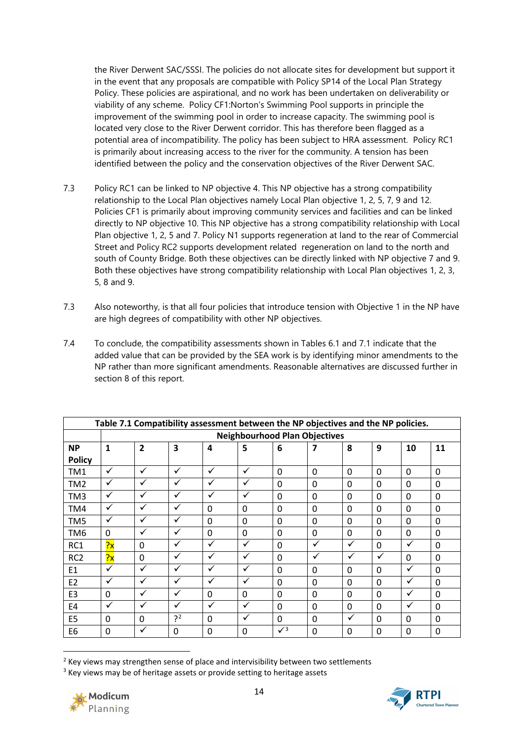the River Derwent SAC/SSSI. The policies do not allocate sites for development but support it in the event that any proposals are compatible with Policy SP14 of the Local Plan Strategy Policy. These policies are aspirational, and no work has been undertaken on deliverability or viability of any scheme. Policy CF1:Norton's Swimming Pool supports in principle the improvement of the swimming pool in order to increase capacity. The swimming pool is located very close to the River Derwent corridor. This has therefore been flagged as a potential area of incompatibility. The policy has been subject to HRA assessment. Policy RC1 is primarily about increasing access to the river for the community. A tension has been identified between the policy and the conservation objectives of the River Derwent SAC.

7.3 Policy RC1 can be linked to NP objective 4. This NP objective has a strong compatibility relationship to the Local Plan objectives namely Local Plan objective 1, 2, 5, 7, 9 and 12. Policies CF1 is primarily about improving community services and facilities and can be linked directly to NP objective 10. This NP objective has a strong compatibility relationship with Local Plan objective 1, 2, 5 and 7. Policy N1 supports regeneration at land to the rear of Commercial Street and Policy RC2 supports development related regeneration on land to the north and south of County Bridge. Both these objectives can be directly linked with NP objective 7 and 9. Both these objectives have strong compatibility relationship with Local Plan objectives 1, 2, 3, 5, 8 and 9.

7.3 Also noteworthy, is that all four policies that introduce tension with Objective 1 in the NP have are high degrees of compatibility with other NP objectives.

7.4 To conclude, the compatibility assessments shown in Tables 6.1 and 7.1 indicate that the added value that can be provided by the SEA work is by identifying minor amendments to the NP rather than more significant amendments. Reasonable alternatives are discussed further in section 8 of this report.

**Table 7.1 Compatibility assessment between the NP objectives and the NP policies.**

| | Neighbourhood Plan Objectives | | | | | | | | | | |
|---|---|---|---|---|---|---|---|---|---|---|---|
| **NP Policy** | **1** | **2** | **3** | **4** | **5** | **6** | **7** | **8** | **9** | **10** | **11** |
| TM1 | ✓ | ✓ | ✓ | ✓ | ✓ | 0 | 0 | 0 | 0 | 0 | 0 |
| TM2 | ✓ | ✓ | ✓ | ✓ | ✓ | 0 | 0 | 0 | 0 | 0 | 0 |
| TM3 | ✓ | ✓ | ✓ | ✓ | ✓ | 0 | 0 | 0 | 0 | 0 | 0 |
| TM4 | ✓ | ✓ | ✓ | 0 | 0 | 0 | 0 | 0 | 0 | 0 | 0 |
| TM5 | ✓ | ✓ | ✓ | 0 | 0 | 0 | 0 | 0 | 0 | 0 | 0 |
| TM6 | 0 | ✓ | ✓ | 0 | 0 | 0 | 0 | 0 | 0 | 0 | 0 |
| RC1 | ?x | 0 | ✓ | ✓ | ✓ | 0 | ✓ | ✓ | 0 | ✓ | 0 |
| RC2 | ?x | 0 | ✓ | ✓ | ✓ | 0 | ✓ | ✓ | ✓ | 0 | 0 |
| E1 | ✓ | ✓ | ✓ | ✓ | ✓ | 0 | 0 | 0 | 0 | ✓ | 0 |
| E2 | ✓ | ✓ | ✓ | ✓ | ✓ | 0 | 0 | 0 | 0 | ✓ | 0 |
| E3 | 0 | ✓ | ✓ | 0 | 0 | 0 | 0 | 0 | 0 | ✓ | 0 |
| E4 | ✓ | ✓ | ✓ | ✓ | ✓ | 0 | 0 | 0 | 0 | ✓ | 0 |
| E5 | 0 | 0 | ?[2] | 0 | ✓ | 0 | 0 | ✓ | 0 | 0 | 0 |
| E6 | 0 | ✓ | 0 | 0 | 0 | ✓[3] | 0 | 0 | 0 | 0 | 0 |

[2] Key views may strengthen sense of place and intervisibility between two settlements

[3] Key views may be of heritage assets or provide setting to heritage assets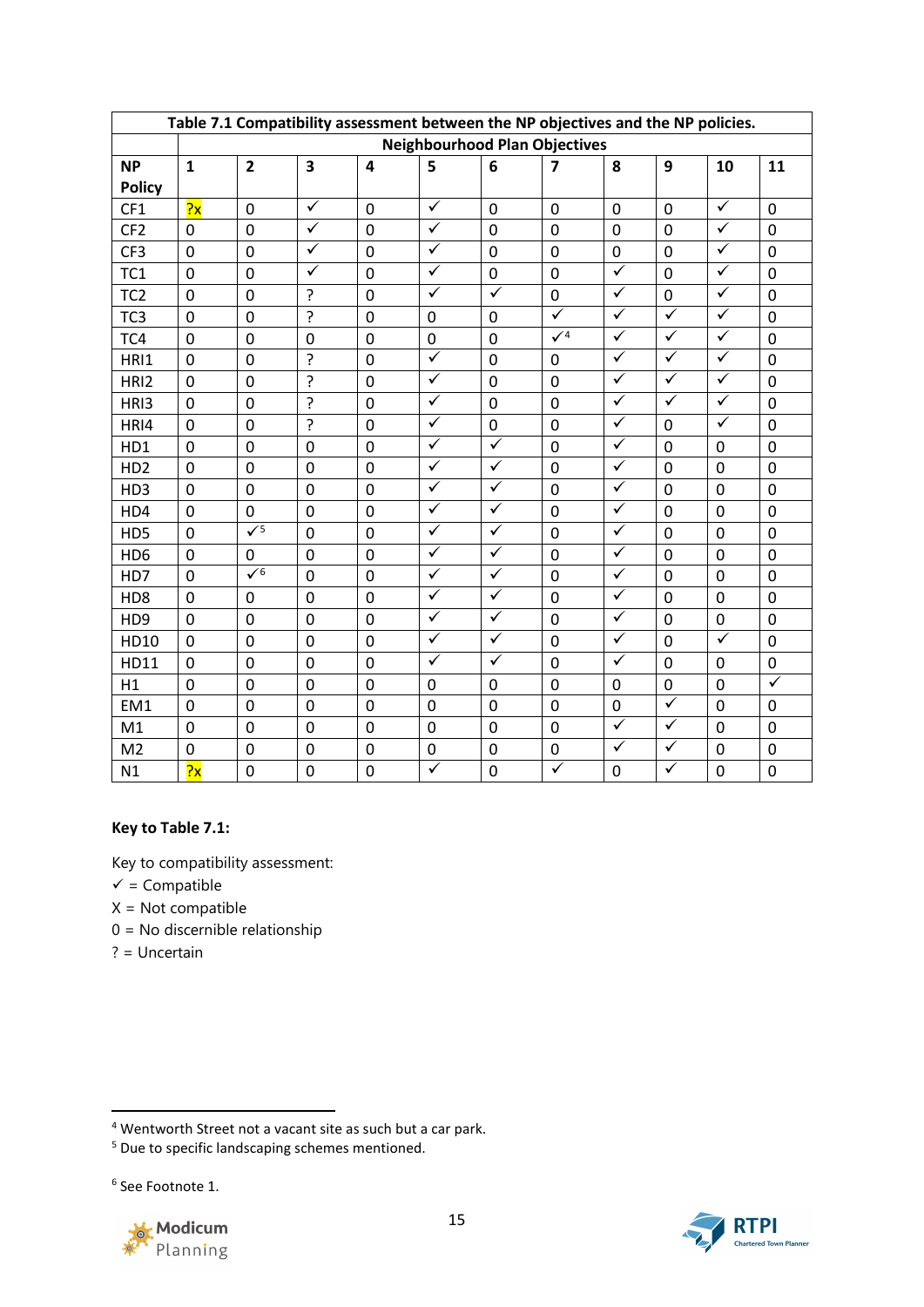| Table 7.1 Compatibility assessment between the NP objectives and the NP policies. | | | | | | | | | | | |
|---|---|---|---|---|---|---|---|---|---|---|---|
| | Neighbourhood Plan Objectives | | | | | | | | | | |
| NP Policy | 1 | 2 | 3 | 4 | 5 | 6 | 7 | 8 | 9 | 10 | 11 |
| CF1 | ?x | 0 | ✓ | 0 | ✓ | 0 | 0 | 0 | 0 | ✓ | 0 |
| CF2 | 0 | 0 | ✓ | 0 | ✓ | 0 | 0 | 0 | 0 | ✓ | 0 |
| CF3 | 0 | 0 | ✓ | 0 | ✓ | 0 | 0 | 0 | 0 | ✓ | 0 |
| TC1 | 0 | 0 | ✓ | 0 | ✓ | 0 | 0 | ✓ | 0 | ✓ | 0 |
| TC2 | 0 | 0 | ? | 0 | ✓ | ✓ | 0 | ✓ | 0 | ✓ | 0 |
| TC3 | 0 | 0 | ? | 0 | 0 | 0 | ✓ | ✓ | ✓ | ✓ | 0 |
| TC4 | 0 | 0 | 0 | 0 | 0 | 0 | ✓[4] | ✓ | ✓ | ✓ | 0 |
| HRI1 | 0 | 0 | ? | 0 | ✓ | 0 | 0 | ✓ | ✓ | ✓ | 0 |
| HRI2 | 0 | 0 | ? | 0 | ✓ | 0 | 0 | ✓ | ✓ | ✓ | 0 |
| HRI3 | 0 | 0 | ? | 0 | ✓ | 0 | 0 | ✓ | ✓ | ✓ | 0 |
| HRI4 | 0 | 0 | ? | 0 | ✓ | 0 | 0 | ✓ | 0 | ✓ | 0 |
| HD1 | 0 | 0 | 0 | 0 | ✓ | ✓ | 0 | ✓ | 0 | 0 | 0 |
| HD2 | 0 | 0 | 0 | 0 | ✓ | ✓ | 0 | ✓ | 0 | 0 | 0 |
| HD3 | 0 | 0 | 0 | 0 | ✓ | ✓ | 0 | ✓ | 0 | 0 | 0 |
| HD4 | 0 | 0 | 0 | 0 | ✓ | ✓ | 0 | ✓ | 0 | 0 | 0 |
| HD5 | 0 | ✓[5] | 0 | 0 | ✓ | ✓ | 0 | ✓ | 0 | 0 | 0 |
| HD6 | 0 | 0 | 0 | 0 | ✓ | ✓ | 0 | ✓ | 0 | 0 | 0 |
| HD7 | 0 | ✓[6] | 0 | 0 | ✓ | ✓ | 0 | ✓ | 0 | 0 | 0 |
| HD8 | 0 | 0 | 0 | 0 | ✓ | ✓ | 0 | ✓ | 0 | 0 | 0 |
| HD9 | 0 | 0 | 0 | 0 | ✓ | ✓ | 0 | ✓ | 0 | 0 | 0 |
| HD10 | 0 | 0 | 0 | 0 | ✓ | ✓ | 0 | ✓ | 0 | ✓ | 0 |
| HD11 | 0 | 0 | 0 | 0 | ✓ | ✓ | 0 | ✓ | 0 | 0 | 0 |
| H1 | 0 | 0 | 0 | 0 | 0 | 0 | 0 | 0 | 0 | 0 | ✓ |
| EM1 | 0 | 0 | 0 | 0 | 0 | 0 | 0 | 0 | ✓ | 0 | 0 |
| M1 | 0 | 0 | 0 | 0 | 0 | 0 | 0 | ✓ | ✓ | 0 | 0 |
| M2 | 0 | 0 | 0 | 0 | 0 | 0 | 0 | ✓ | ✓ | 0 | 0 |
| N1 | ?x | 0 | 0 | 0 | ✓ | 0 | ✓ | 0 | ✓ | 0 | 0 |

**Key to Table 7.1:**

Key to compatibility assessment:
✓ = Compatible
X = Not compatible
0 = No discernible relationship
? = Uncertain

[4] Wentworth Street not a vacant site as such but a car park.
[5] Due to specific landscaping schemes mentioned.

[6] See Footnote 1.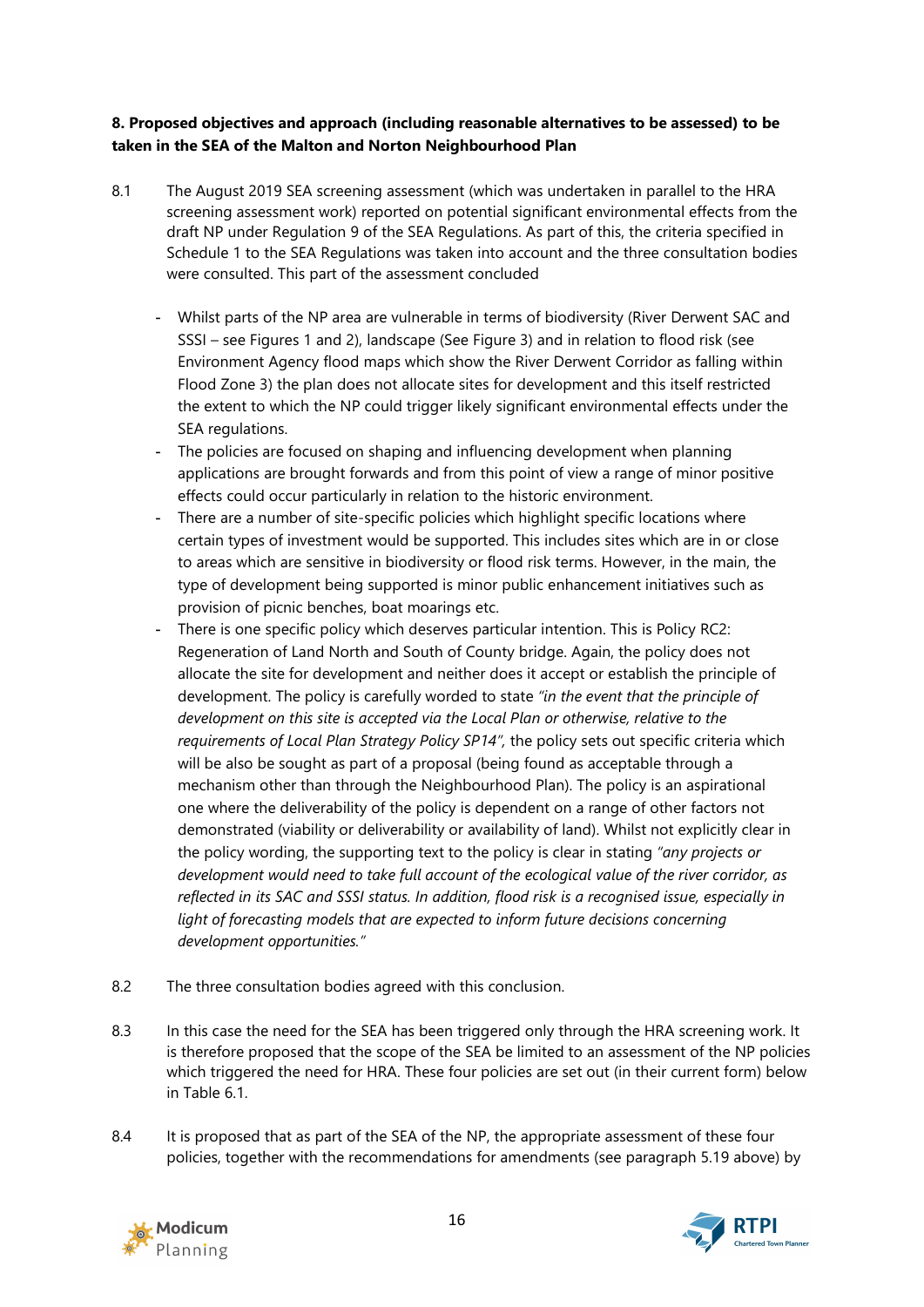**8. Proposed objectives and approach (including reasonable alternatives to be assessed) to be taken in the SEA of the Malton and Norton Neighbourhood Plan**

8.1 The August 2019 SEA screening assessment (which was undertaken in parallel to the HRA screening assessment work) reported on potential significant environmental effects from the draft NP under Regulation 9 of the SEA Regulations. As part of this, the criteria specified in Schedule 1 to the SEA Regulations was taken into account and the three consultation bodies were consulted. This part of the assessment concluded

- Whilst parts of the NP area are vulnerable in terms of biodiversity (River Derwent SAC and SSSI – see Figures 1 and 2), landscape (See Figure 3) and in relation to flood risk (see Environment Agency flood maps which show the River Derwent Corridor as falling within Flood Zone 3) the plan does not allocate sites for development and this itself restricted the extent to which the NP could trigger likely significant environmental effects under the SEA regulations.
- The policies are focused on shaping and influencing development when planning applications are brought forwards and from this point of view a range of minor positive effects could occur particularly in relation to the historic environment.
- There are a number of site-specific policies which highlight specific locations where certain types of investment would be supported. This includes sites which are in or close to areas which are sensitive in biodiversity or flood risk terms. However, in the main, the type of development being supported is minor public enhancement initiatives such as provision of picnic benches, boat moarings etc.
- There is one specific policy which deserves particular intention. This is Policy RC2: Regeneration of Land North and South of County bridge. Again, the policy does not allocate the site for development and neither does it accept or establish the principle of development. The policy is carefully worded to state *"in the event that the principle of development on this site is accepted via the Local Plan or otherwise, relative to the requirements of Local Plan Strategy Policy SP14",* the policy sets out specific criteria which will be also be sought as part of a proposal (being found as acceptable through a mechanism other than through the Neighbourhood Plan). The policy is an aspirational one where the deliverability of the policy is dependent on a range of other factors not demonstrated (viability or deliverability or availability of land). Whilst not explicitly clear in the policy wording, the supporting text to the policy is clear in stating *"any projects or development would need to take full account of the ecological value of the river corridor, as reflected in its SAC and SSSI status. In addition, flood risk is a recognised issue, especially in light of forecasting models that are expected to inform future decisions concerning development opportunities."*

8.2 The three consultation bodies agreed with this conclusion.

8.3 In this case the need for the SEA has been triggered only through the HRA screening work. It is therefore proposed that the scope of the SEA be limited to an assessment of the NP policies which triggered the need for HRA. These four policies are set out (in their current form) below in Table 6.1.

8.4 It is proposed that as part of the SEA of the NP, the appropriate assessment of these four policies, together with the recommendations for amendments (see paragraph 5.19 above) by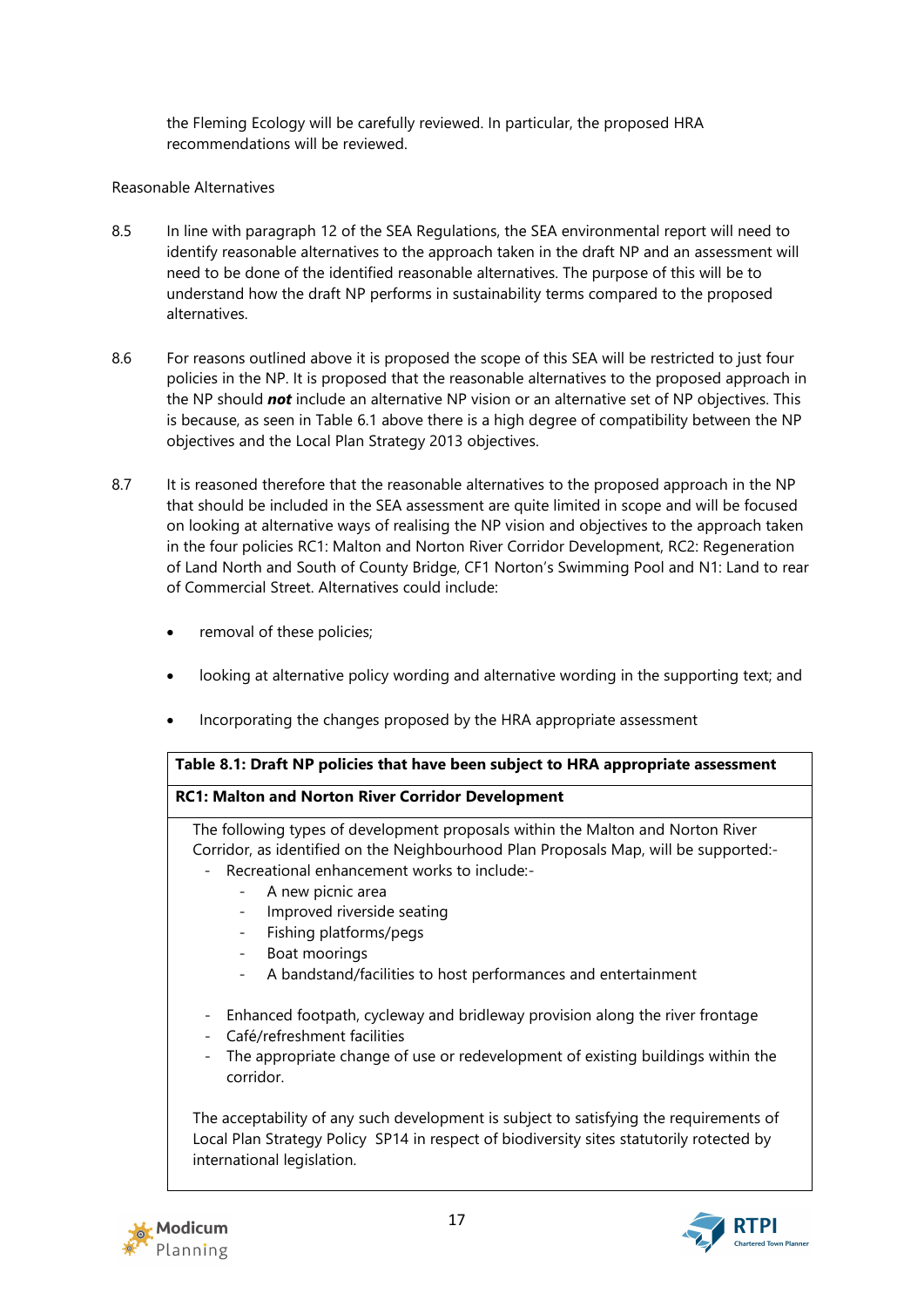the Fleming Ecology will be carefully reviewed. In particular, the proposed HRA recommendations will be reviewed.

Reasonable Alternatives

8.5 In line with paragraph 12 of the SEA Regulations, the SEA environmental report will need to identify reasonable alternatives to the approach taken in the draft NP and an assessment will need to be done of the identified reasonable alternatives. The purpose of this will be to understand how the draft NP performs in sustainability terms compared to the proposed alternatives.

8.6 For reasons outlined above it is proposed the scope of this SEA will be restricted to just four policies in the NP. It is proposed that the reasonable alternatives to the proposed approach in the NP should ***not*** include an alternative NP vision or an alternative set of NP objectives. This is because, as seen in Table 6.1 above there is a high degree of compatibility between the NP objectives and the Local Plan Strategy 2013 objectives.

8.7 It is reasoned therefore that the reasonable alternatives to the proposed approach in the NP that should be included in the SEA assessment are quite limited in scope and will be focused on looking at alternative ways of realising the NP vision and objectives to the approach taken in the four policies RC1: Malton and Norton River Corridor Development, RC2: Regeneration of Land North and South of County Bridge, CF1 Norton's Swimming Pool and N1: Land to rear of Commercial Street. Alternatives could include:

- removal of these policies;
- looking at alternative policy wording and alternative wording in the supporting text; and
- Incorporating the changes proposed by the HRA appropriate assessment

| **Table 8.1: Draft NP policies that have been subject to HRA appropriate assessment** |
|---|
| **RC1: Malton and Norton River Corridor Development** |
| The following types of development proposals within the Malton and Norton River Corridor, as identified on the Neighbourhood Plan Proposals Map, will be supported:-<br>- Recreational enhancement works to include:-<br>&nbsp;&nbsp;&nbsp;&nbsp;- A new picnic area<br>&nbsp;&nbsp;&nbsp;&nbsp;- Improved riverside seating<br>&nbsp;&nbsp;&nbsp;&nbsp;- Fishing platforms/pegs<br>&nbsp;&nbsp;&nbsp;&nbsp;- Boat moorings<br>&nbsp;&nbsp;&nbsp;&nbsp;- A bandstand/facilities to host performances and entertainment<br><br>- Enhanced footpath, cycleway and bridleway provision along the river frontage<br>- Café/refreshment facilities<br>- The appropriate change of use or redevelopment of existing buildings within the corridor.<br><br>The acceptability of any such development is subject to satisfying the requirements of Local Plan Strategy Policy SP14 in respect of biodiversity sites statutorily rotected by international legislation. |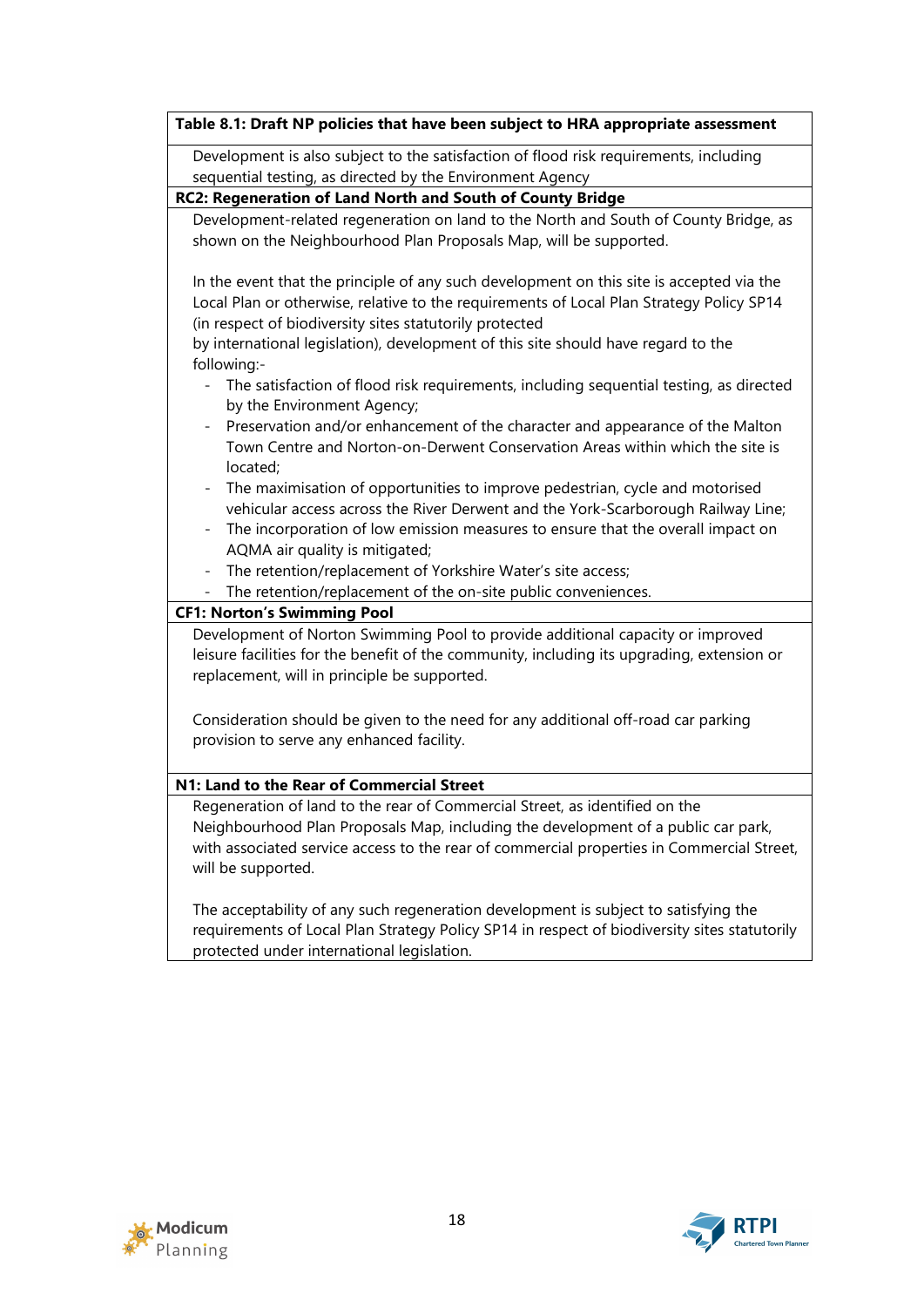| Table 8.1: Draft NP policies that have been subject to HRA appropriate assessment |
|---|
| Development is also subject to the satisfaction of flood risk requirements, including sequential testing, as directed by the Environment Agency |
| **RC2: Regeneration of Land North and South of County Bridge** |
| Development-related regeneration on land to the North and South of County Bridge, as shown on the Neighbourhood Plan Proposals Map, will be supported.<br><br>In the event that the principle of any such development on this site is accepted via the Local Plan or otherwise, relative to the requirements of Local Plan Strategy Policy SP14 (in respect of biodiversity sites statutorily protected by international legislation), development of this site should have regard to the following:-<br>- The satisfaction of flood risk requirements, including sequential testing, as directed by the Environment Agency;<br>- Preservation and/or enhancement of the character and appearance of the Malton Town Centre and Norton-on-Derwent Conservation Areas within which the site is located;<br>- The maximisation of opportunities to improve pedestrian, cycle and motorised vehicular access across the River Derwent and the York-Scarborough Railway Line;<br>- The incorporation of low emission measures to ensure that the overall impact on AQMA air quality is mitigated;<br>- The retention/replacement of Yorkshire Water's site access;<br>- The retention/replacement of the on-site public conveniences. |
| **CF1: Norton's Swimming Pool** |
| Development of Norton Swimming Pool to provide additional capacity or improved leisure facilities for the benefit of the community, including its upgrading, extension or replacement, will in principle be supported.<br><br>Consideration should be given to the need for any additional off-road car parking provision to serve any enhanced facility. |
| **N1: Land to the Rear of Commercial Street** |
| Regeneration of land to the rear of Commercial Street, as identified on the Neighbourhood Plan Proposals Map, including the development of a public car park, with associated service access to the rear of commercial properties in Commercial Street, will be supported.<br><br>The acceptability of any such regeneration development is subject to satisfying the requirements of Local Plan Strategy Policy SP14 in respect of biodiversity sites statutorily protected under international legislation. |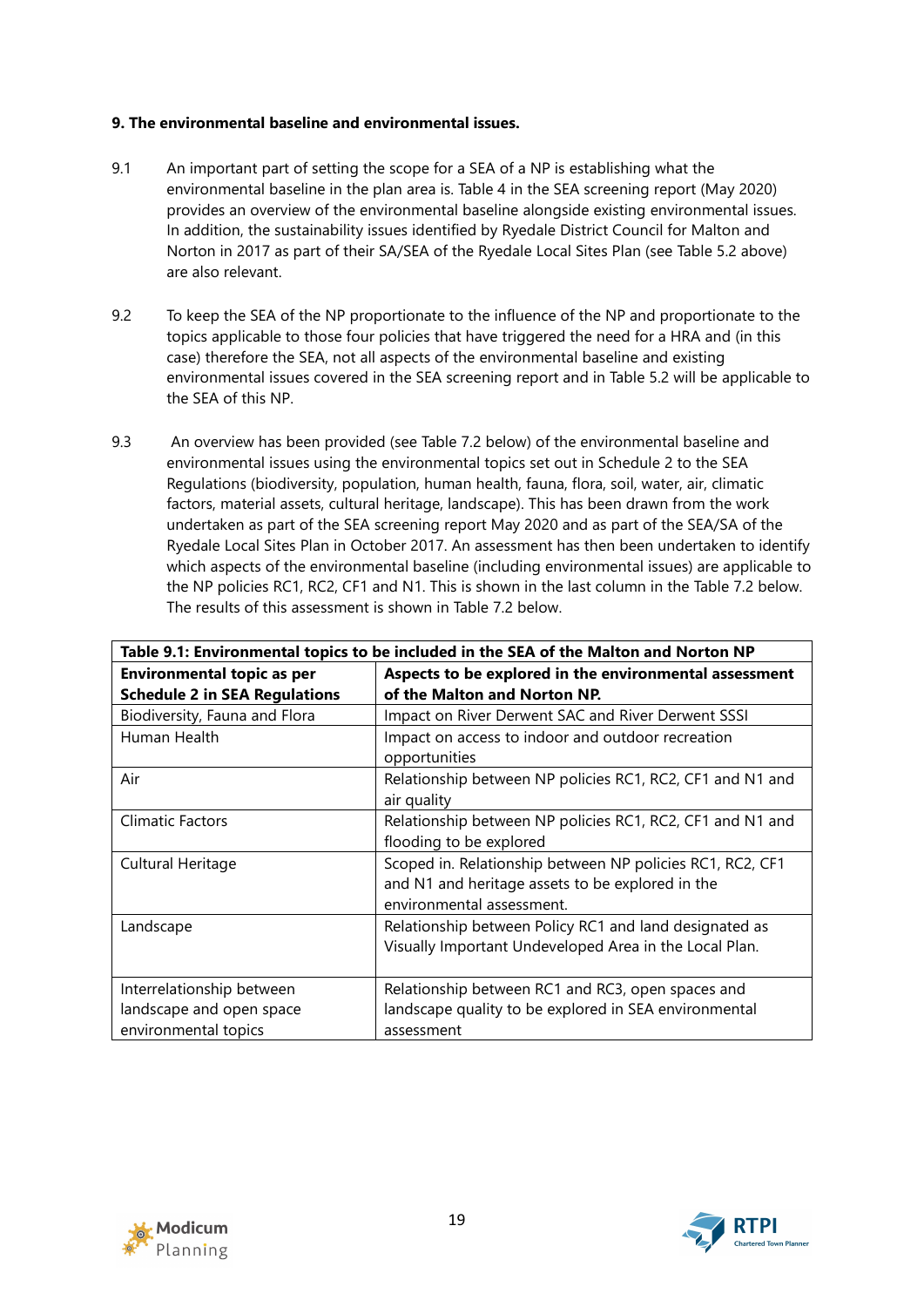**9. The environmental baseline and environmental issues.**

9.1 An important part of setting the scope for a SEA of a NP is establishing what the environmental baseline in the plan area is. Table 4 in the SEA screening report (May 2020) provides an overview of the environmental baseline alongside existing environmental issues. In addition, the sustainability issues identified by Ryedale District Council for Malton and Norton in 2017 as part of their SA/SEA of the Ryedale Local Sites Plan (see Table 5.2 above) are also relevant.

9.2 To keep the SEA of the NP proportionate to the influence of the NP and proportionate to the topics applicable to those four policies that have triggered the need for a HRA and (in this case) therefore the SEA, not all aspects of the environmental baseline and existing environmental issues covered in the SEA screening report and in Table 5.2 will be applicable to the SEA of this NP.

9.3 An overview has been provided (see Table 7.2 below) of the environmental baseline and environmental issues using the environmental topics set out in Schedule 2 to the SEA Regulations (biodiversity, population, human health, fauna, flora, soil, water, air, climatic factors, material assets, cultural heritage, landscape). This has been drawn from the work undertaken as part of the SEA screening report May 2020 and as part of the SEA/SA of the Ryedale Local Sites Plan in October 2017. An assessment has then been undertaken to identify which aspects of the environmental baseline (including environmental issues) are applicable to the NP policies RC1, RC2, CF1 and N1. This is shown in the last column in the Table 7.2 below. The results of this assessment is shown in Table 7.2 below.

**Table 9.1: Environmental topics to be included in the SEA of the Malton and Norton NP**

| Environmental topic as per Schedule 2 in SEA Regulations | Aspects to be explored in the environmental assessment of the Malton and Norton NP. |
|---|---|
| Biodiversity, Fauna and Flora | Impact on River Derwent SAC and River Derwent SSSI |
| Human Health | Impact on access to indoor and outdoor recreation opportunities |
| Air | Relationship between NP policies RC1, RC2, CF1 and N1 and air quality |
| Climatic Factors | Relationship between NP policies RC1, RC2, CF1 and N1 and flooding to be explored |
| Cultural Heritage | Scoped in. Relationship between NP policies RC1, RC2, CF1 and N1 and heritage assets to be explored in the environmental assessment. |
| Landscape | Relationship between Policy RC1 and land designated as Visually Important Undeveloped Area in the Local Plan. |
| Interrelationship between landscape and open space environmental topics | Relationship between RC1 and RC3, open spaces and landscape quality to be explored in SEA environmental assessment |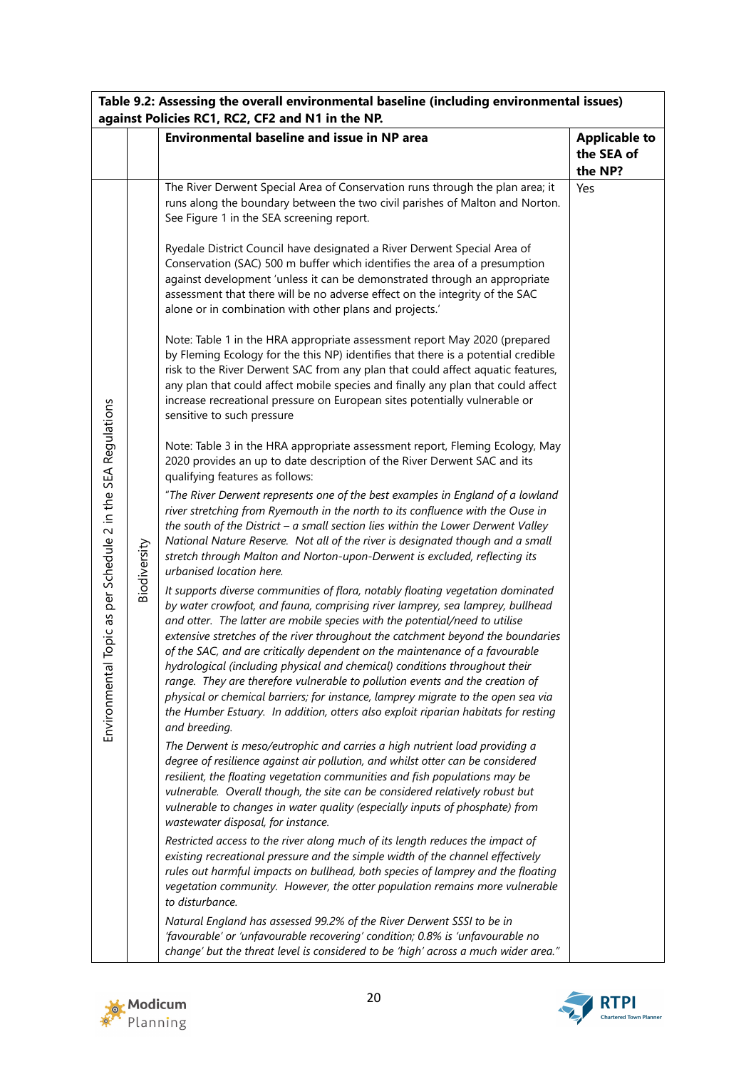| Table 9.2: Assessing the overall environmental baseline (including environmental issues) against Policies RC1, RC2, CF2 and N1 in the NP. | | | |
|---|---|---|---|
| | | **Environmental baseline and issue in NP area** | **Applicable to the SEA of the NP?** |
| Environmental Topic as per Schedule 2 in the SEA Regulations | Biodiversity | The River Derwent Special Area of Conservation runs through the plan area; it runs along the boundary between the two civil parishes of Malton and Norton. See Figure 1 in the SEA screening report.<br><br>Ryedale District Council have designated a River Derwent Special Area of Conservation (SAC) 500 m buffer which identifies the area of a presumption against development 'unless it can be demonstrated through an appropriate assessment that there will be no adverse effect on the integrity of the SAC alone or in combination with other plans and projects.'<br><br>Note: Table 1 in the HRA appropriate assessment report May 2020 (prepared by Fleming Ecology for the this NP) identifies that there is a potential credible risk to the River Derwent SAC from any plan that could affect aquatic features, any plan that could affect mobile species and finally any plan that could affect increase recreational pressure on European sites potentially vulnerable or sensitive to such pressure<br><br>Note: Table 3 in the HRA appropriate assessment report, Fleming Ecology, May 2020 provides an up to date description of the River Derwent SAC and its qualifying features as follows:<br>*"The River Derwent represents one of the best examples in England of a lowland river stretching from Ryemouth in the north to its confluence with the Ouse in the south of the District – a small section lies within the Lower Derwent Valley National Nature Reserve. Not all of the river is designated though and a small stretch through Malton and Norton-upon-Derwent is excluded, reflecting its urbanised location here.*<br>*It supports diverse communities of flora, notably floating vegetation dominated by water crowfoot, and fauna, comprising river lamprey, sea lamprey, bullhead and otter. The latter are mobile species with the potential/need to utilise extensive stretches of the river throughout the catchment beyond the boundaries of the SAC, and are critically dependent on the maintenance of a favourable hydrological (including physical and chemical) conditions throughout their range. They are therefore vulnerable to pollution events and the creation of physical or chemical barriers; for instance, lamprey migrate to the open sea via the Humber Estuary. In addition, otters also exploit riparian habitats for resting and breeding.*<br>*The Derwent is meso/eutrophic and carries a high nutrient load providing a degree of resilience against air pollution, and whilst otter can be considered resilient, the floating vegetation communities and fish populations may be vulnerable. Overall though, the site can be considered relatively robust but vulnerable to changes in water quality (especially inputs of phosphate) from wastewater disposal, for instance.*<br>*Restricted access to the river along much of its length reduces the impact of existing recreational pressure and the simple width of the channel effectively rules out harmful impacts on bullhead, both species of lamprey and the floating vegetation community. However, the otter population remains more vulnerable to disturbance.*<br>*Natural England has assessed 99.2% of the River Derwent SSSI to be in 'favourable' or 'unfavourable recovering' condition; 0.8% is 'unfavourable no change' but the threat level is considered to be 'high' across a much wider area."* | Yes |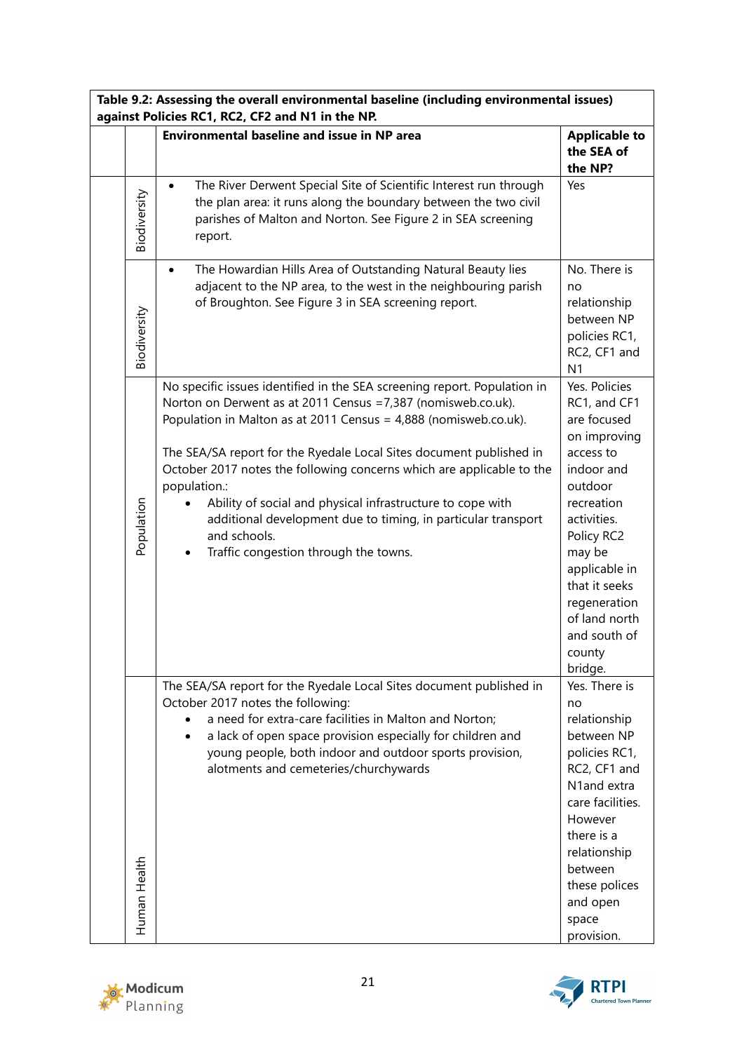| Table 9.2: Assessing the overall environmental baseline (including environmental issues) against Policies RC1, RC2, CF2 and N1 in the NP. | | | |
|---|---|---|---|
| | | **Environmental baseline and issue in NP area** | **Applicable to the SEA of the NP?** |
| | Biodiversity | • The River Derwent Special Site of Scientific Interest run through the plan area: it runs along the boundary between the two civil parishes of Malton and Norton. See Figure 2 in SEA screening report. | Yes |
| | Biodiversity | • The Howardian Hills Area of Outstanding Natural Beauty lies adjacent to the NP area, to the west in the neighbouring parish of Broughton. See Figure 3 in SEA screening report. | No. There is no relationship between NP policies RC1, RC2, CF1 and N1 |
| | Population | No specific issues identified in the SEA screening report. Population in Norton on Derwent as at 2011 Census =7,387 (nomisweb.co.uk). Population in Malton as at 2011 Census = 4,888 (nomisweb.co.uk).<br><br>The SEA/SA report for the Ryedale Local Sites document published in October 2017 notes the following concerns which are applicable to the population.:<br>• Ability of social and physical infrastructure to cope with additional development due to timing, in particular transport and schools.<br>• Traffic congestion through the towns. | Yes. Policies RC1, and CF1 are focused on improving access to indoor and outdoor recreation activities. Policy RC2 may be applicable in that it seeks regeneration of land north and south of county bridge. |
| | Human Health | The SEA/SA report for the Ryedale Local Sites document published in October 2017 notes the following:<br>• a need for extra-care facilities in Malton and Norton;<br>• a lack of open space provision especially for children and young people, both indoor and outdoor sports provision, alotments and cemeteries/churchyards | Yes. There is no relationship between NP policies RC1, RC2, CF1 and N1and extra care facilities. However there is a relationship between these polices and open space provision. |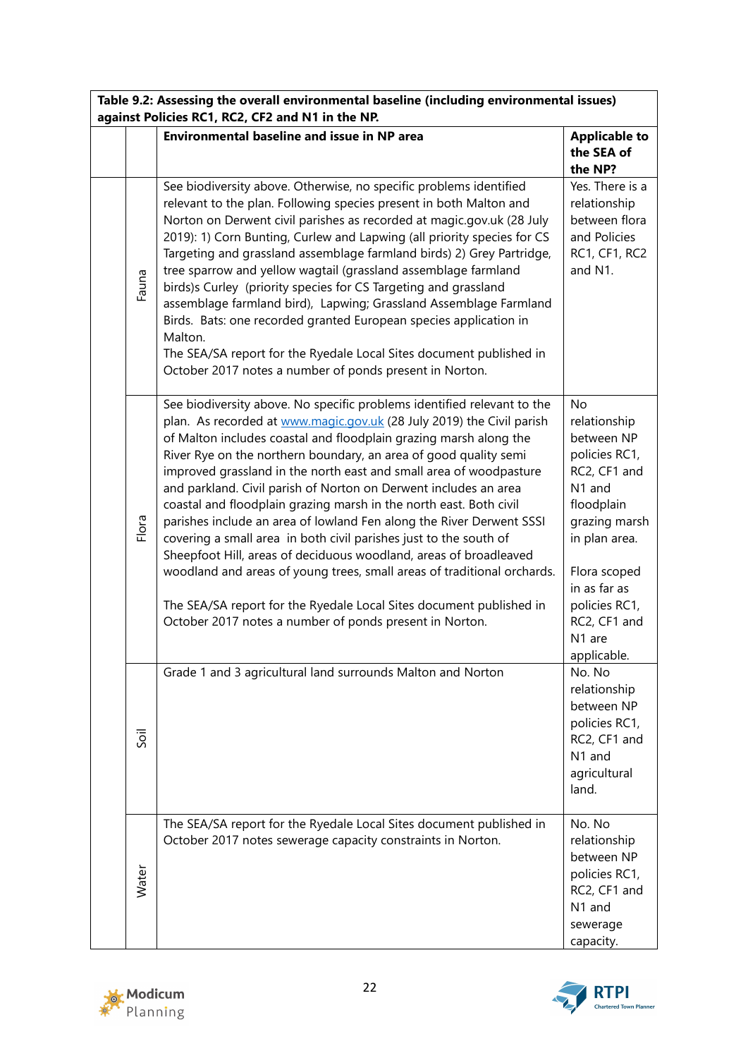| Table 9.2: Assessing the overall environmental baseline (including environmental issues) against Policies RC1, RC2, CF2 and N1 in the NP. | | | |
|---|---|---|---|
| | | **Environmental baseline and issue in NP area** | **Applicable to the SEA of the NP?** |
| | Fauna | See biodiversity above. Otherwise, no specific problems identified relevant to the plan. Following species present in both Malton and Norton on Derwent civil parishes as recorded at magic.gov.uk (28 July 2019): 1) Corn Bunting, Curlew and Lapwing (all priority species for CS Targeting and grassland assemblage farmland birds) 2) Grey Partridge, tree sparrow and yellow wagtail (grassland assemblage farmland birds)s Curley (priority species for CS Targeting and grassland assemblage farmland bird), Lapwing; Grassland Assemblage Farmland Birds. Bats: one recorded granted European species application in Malton.<br>The SEA/SA report for the Ryedale Local Sites document published in October 2017 notes a number of ponds present in Norton. | Yes. There is a relationship between flora and Policies RC1, CF1, RC2 and N1. |
| | Flora | See biodiversity above. No specific problems identified relevant to the plan. As recorded at www.magic.gov.uk (28 July 2019) the Civil parish of Malton includes coastal and floodplain grazing marsh along the River Rye on the northern boundary, an area of good quality semi improved grassland in the north east and small area of woodpasture and parkland. Civil parish of Norton on Derwent includes an area coastal and floodplain grazing marsh in the north east. Both civil parishes include an area of lowland Fen along the River Derwent SSSI covering a small area in both civil parishes just to the south of Sheepfoot Hill, areas of deciduous woodland, areas of broadleaved woodland and areas of young trees, small areas of traditional orchards.<br><br>The SEA/SA report for the Ryedale Local Sites document published in October 2017 notes a number of ponds present in Norton. | No relationship between NP policies RC1, RC2, CF1 and N1 and floodplain grazing marsh in plan area.<br><br>Flora scoped in as far as policies RC1, RC2, CF1 and N1 are applicable. |
| | Soil | Grade 1 and 3 agricultural land surrounds Malton and Norton | No. No relationship between NP policies RC1, RC2, CF1 and N1 and agricultural land. |
| | Water | The SEA/SA report for the Ryedale Local Sites document published in October 2017 notes sewerage capacity constraints in Norton. | No. No relationship between NP policies RC1, RC2, CF1 and N1 and sewerage capacity. |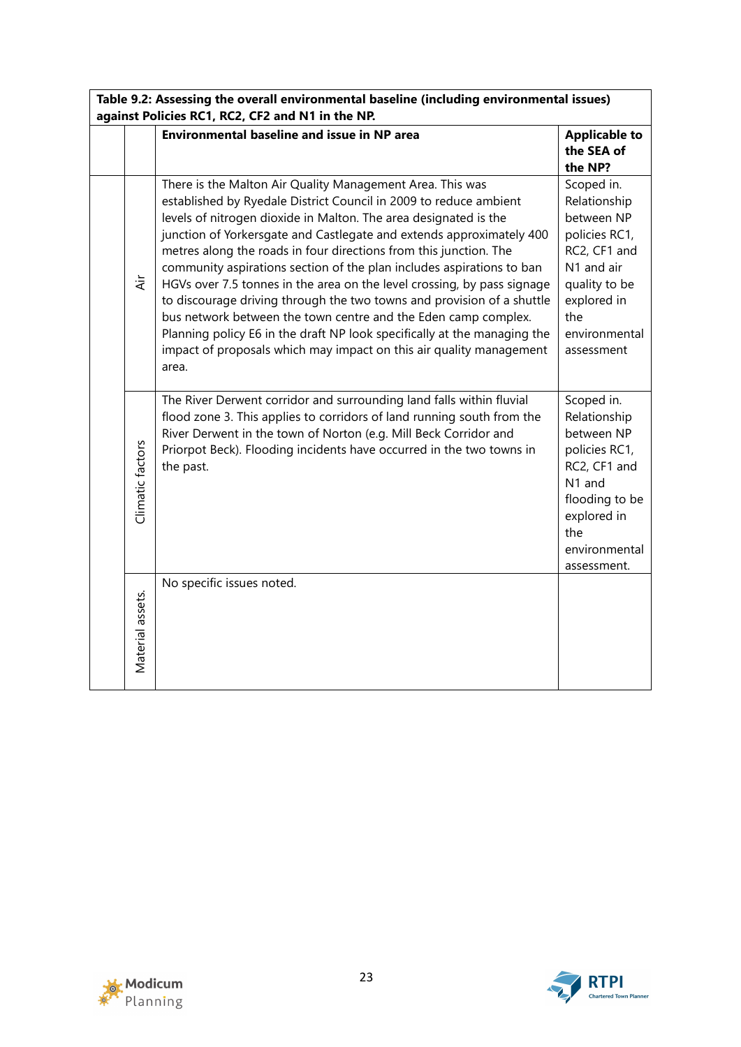| Table 9.2: Assessing the overall environmental baseline (including environmental issues) against Policies RC1, RC2, CF2 and N1 in the NP. | | | |
|---|---|---|---|
| | | **Environmental baseline and issue in NP area** | **Applicable to the SEA of the NP?** |
| | Air | There is the Malton Air Quality Management Area. This was established by Ryedale District Council in 2009 to reduce ambient levels of nitrogen dioxide in Malton. The area designated is the junction of Yorkersgate and Castlegate and extends approximately 400 metres along the roads in four directions from this junction. The community aspirations section of the plan includes aspirations to ban HGVs over 7.5 tonnes in the area on the level crossing, by pass signage to discourage driving through the two towns and provision of a shuttle bus network between the town centre and the Eden camp complex. Planning policy E6 in the draft NP look specifically at the managing the impact of proposals which may impact on this air quality management area. | Scoped in. Relationship between NP policies RC1, RC2, CF1 and N1 and air quality to be explored in the environmental assessment |
| | Climatic factors | The River Derwent corridor and surrounding land falls within fluvial flood zone 3. This applies to corridors of land running south from the River Derwent in the town of Norton (e.g. Mill Beck Corridor and Priorpot Beck). Flooding incidents have occurred in the two towns in the past. | Scoped in. Relationship between NP policies RC1, RC2, CF1 and N1 and flooding to be explored in the environmental assessment. |
| | Material assets. | No specific issues noted. | |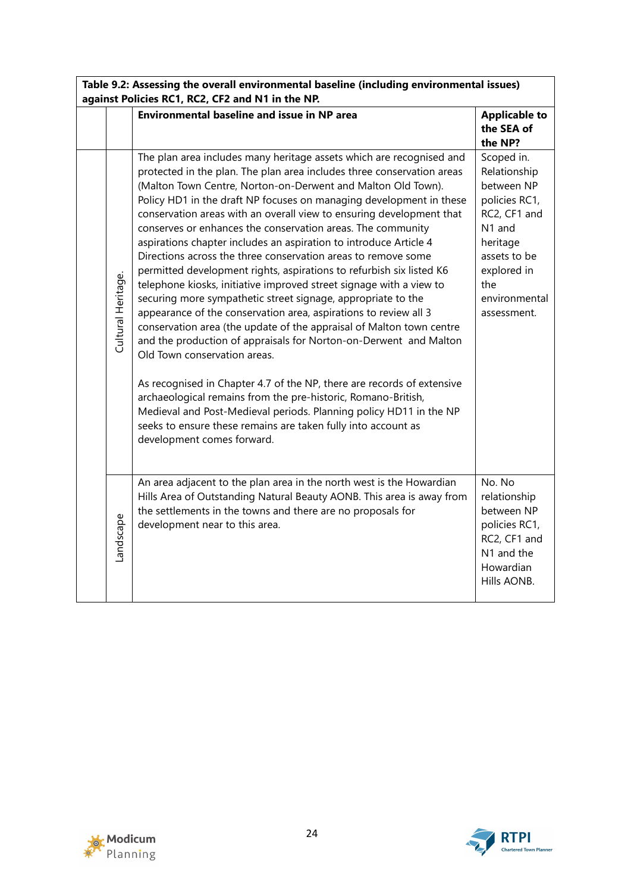| Table 9.2: Assessing the overall environmental baseline (including environmental issues) against Policies RC1, RC2, CF2 and N1 in the NP. | | | |
|---|---|---|---|
| | | **Environmental baseline and issue in NP area** | **Applicable to the SEA of the NP?** |
| | Cultural Heritage. | The plan area includes many heritage assets which are recognised and protected in the plan. The plan area includes three conservation areas (Malton Town Centre, Norton-on-Derwent and Malton Old Town). Policy HD1 in the draft NP focuses on managing development in these conservation areas with an overall view to ensuring development that conserves or enhances the conservation areas. The community aspirations chapter includes an aspiration to introduce Article 4 Directions across the three conservation areas to remove some permitted development rights, aspirations to refurbish six listed K6 telephone kiosks, initiative improved street signage with a view to securing more sympathetic street signage, appropriate to the appearance of the conservation area, aspirations to review all 3 conservation area (the update of the appraisal of Malton town centre and the production of appraisals for Norton-on-Derwent and Malton Old Town conservation areas.<br><br>As recognised in Chapter 4.7 of the NP, there are records of extensive archaeological remains from the pre-historic, Romano-British, Medieval and Post-Medieval periods. Planning policy HD11 in the NP seeks to ensure these remains are taken fully into account as development comes forward. | Scoped in. Relationship between NP policies RC1, RC2, CF1 and N1 and heritage assets to be explored in the environmental assessment. |
| | Landscape | An area adjacent to the plan area in the north west is the Howardian Hills Area of Outstanding Natural Beauty AONB. This area is away from the settlements in the towns and there are no proposals for development near to this area. | No. No relationship between NP policies RC1, RC2, CF1 and N1 and the Howardian Hills AONB. |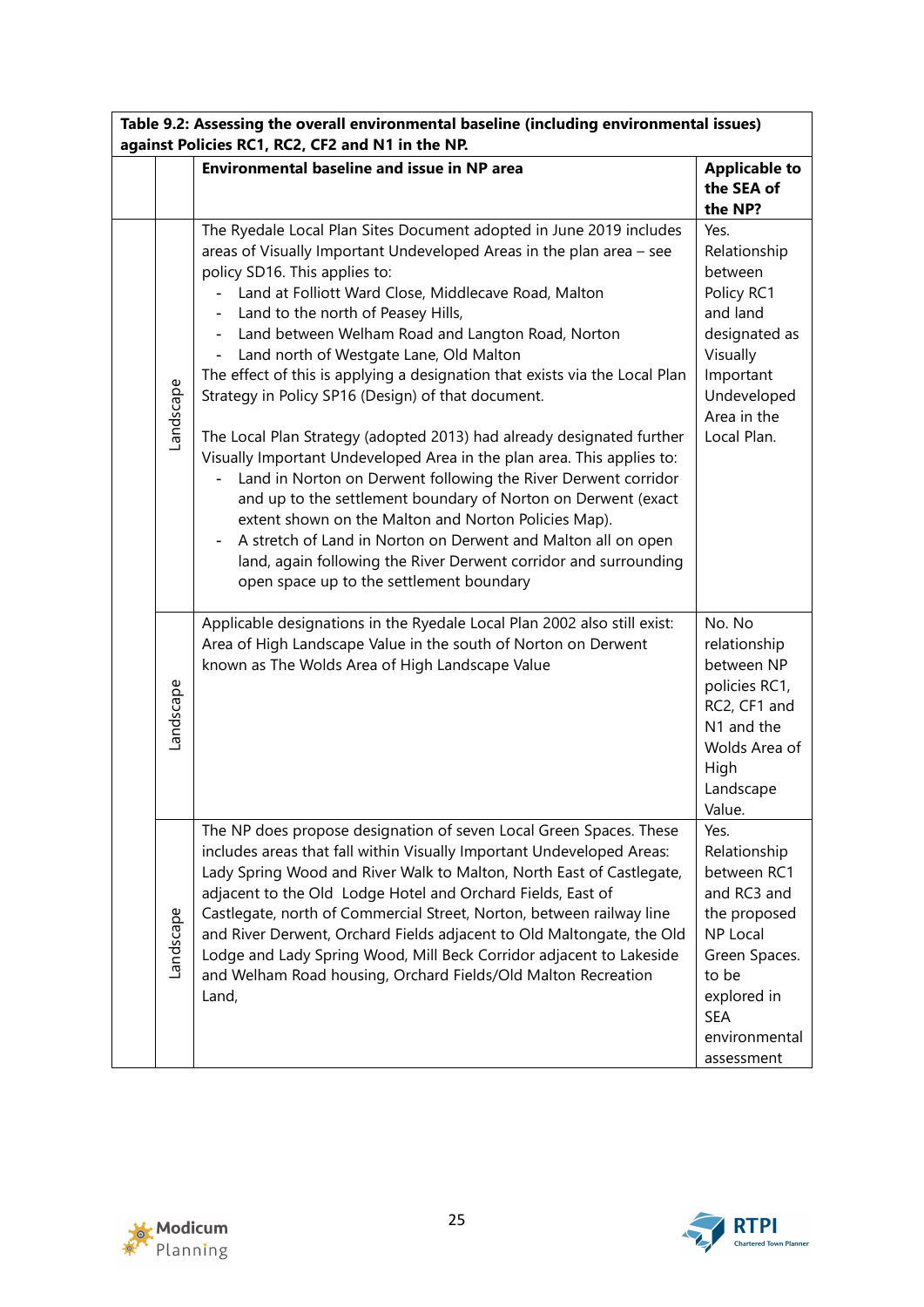| Table 9.2: Assessing the overall environmental baseline (including environmental issues) against Policies RC1, RC2, CF2 and N1 in the NP. | | | |
|---|---|---|---|
| | | **Environmental baseline and issue in NP area** | **Applicable to the SEA of the NP?** |
| | Landscape | The Ryedale Local Plan Sites Document adopted in June 2019 includes areas of Visually Important Undeveloped Areas in the plan area – see policy SD16. This applies to:<br>- Land at Folliott Ward Close, Middlecave Road, Malton<br>- Land to the north of Peasey Hills,<br>- Land between Welham Road and Langton Road, Norton<br>- Land north of Westgate Lane, Old Malton<br>The effect of this is applying a designation that exists via the Local Plan Strategy in Policy SP16 (Design) of that document.<br><br>The Local Plan Strategy (adopted 2013) had already designated further Visually Important Undeveloped Area in the plan area. This applies to:<br>- Land in Norton on Derwent following the River Derwent corridor and up to the settlement boundary of Norton on Derwent (exact extent shown on the Malton and Norton Policies Map).<br>- A stretch of Land in Norton on Derwent and Malton all on open land, again following the River Derwent corridor and surrounding open space up to the settlement boundary | Yes. Relationship between Policy RC1 and land designated as Visually Important Undeveloped Area in the Local Plan. |
| | Landscape | Applicable designations in the Ryedale Local Plan 2002 also still exist: Area of High Landscape Value in the south of Norton on Derwent known as The Wolds Area of High Landscape Value | No. No relationship between NP policies RC1, RC2, CF1 and N1 and the Wolds Area of High Landscape Value. |
| | Landscape | The NP does propose designation of seven Local Green Spaces. These includes areas that fall within Visually Important Undeveloped Areas: Lady Spring Wood and River Walk to Malton, North East of Castlegate, adjacent to the Old Lodge Hotel and Orchard Fields, East of Castlegate, north of Commercial Street, Norton, between railway line and River Derwent, Orchard Fields adjacent to Old Maltongate, the Old Lodge and Lady Spring Wood, Mill Beck Corridor adjacent to Lakeside and Welham Road housing, Orchard Fields/Old Malton Recreation Land, | Yes. Relationship between RC1 and RC3 and the proposed NP Local Green Spaces. to be explored in SEA environmental assessment |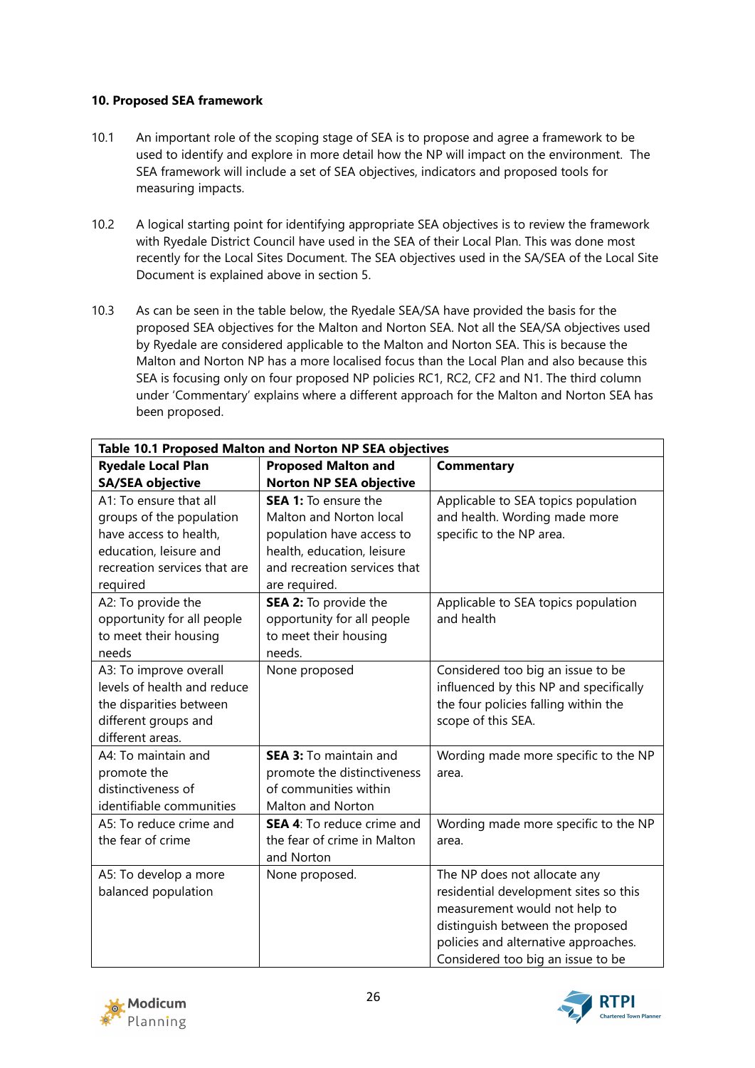**10. Proposed SEA framework**

10.1 An important role of the scoping stage of SEA is to propose and agree a framework to be used to identify and explore in more detail how the NP will impact on the environment. The SEA framework will include a set of SEA objectives, indicators and proposed tools for measuring impacts.

10.2 A logical starting point for identifying appropriate SEA objectives is to review the framework with Ryedale District Council have used in the SEA of their Local Plan. This was done most recently for the Local Sites Document. The SEA objectives used in the SA/SEA of the Local Site Document is explained above in section 5.

10.3 As can be seen in the table below, the Ryedale SEA/SA have provided the basis for the proposed SEA objectives for the Malton and Norton SEA. Not all the SEA/SA objectives used by Ryedale are considered applicable to the Malton and Norton SEA. This is because the Malton and Norton NP has a more localised focus than the Local Plan and also because this SEA is focusing only on four proposed NP policies RC1, RC2, CF2 and N1. The third column under 'Commentary' explains where a different approach for the Malton and Norton SEA has been proposed.

**Table 10.1 Proposed Malton and Norton NP SEA objectives**

| Ryedale Local Plan SA/SEA objective | Proposed Malton and Norton NP SEA objective | Commentary |
|---|---|---|
| A1: To ensure that all groups of the population have access to health, education, leisure and recreation services that are required | **SEA 1:** To ensure the Malton and Norton local population have access to health, education, leisure and recreation services that are required. | Applicable to SEA topics population and health. Wording made more specific to the NP area. |
| A2: To provide the opportunity for all people to meet their housing needs | **SEA 2:** To provide the opportunity for all people to meet their housing needs. | Applicable to SEA topics population and health |
| A3: To improve overall levels of health and reduce the disparities between different groups and different areas. | None proposed | Considered too big an issue to be influenced by this NP and specifically the four policies falling within the scope of this SEA. |
| A4: To maintain and promote the distinctiveness of identifiable communities | **SEA 3:** To maintain and promote the distinctiveness of communities within Malton and Norton | Wording made more specific to the NP area. |
| A5: To reduce crime and the fear of crime | **SEA 4**: To reduce crime and the fear of crime in Malton and Norton | Wording made more specific to the NP area. |
| A5: To develop a more balanced population | None proposed. | The NP does not allocate any residential development sites so this measurement would not help to distinguish between the proposed policies and alternative approaches. Considered too big an issue to be |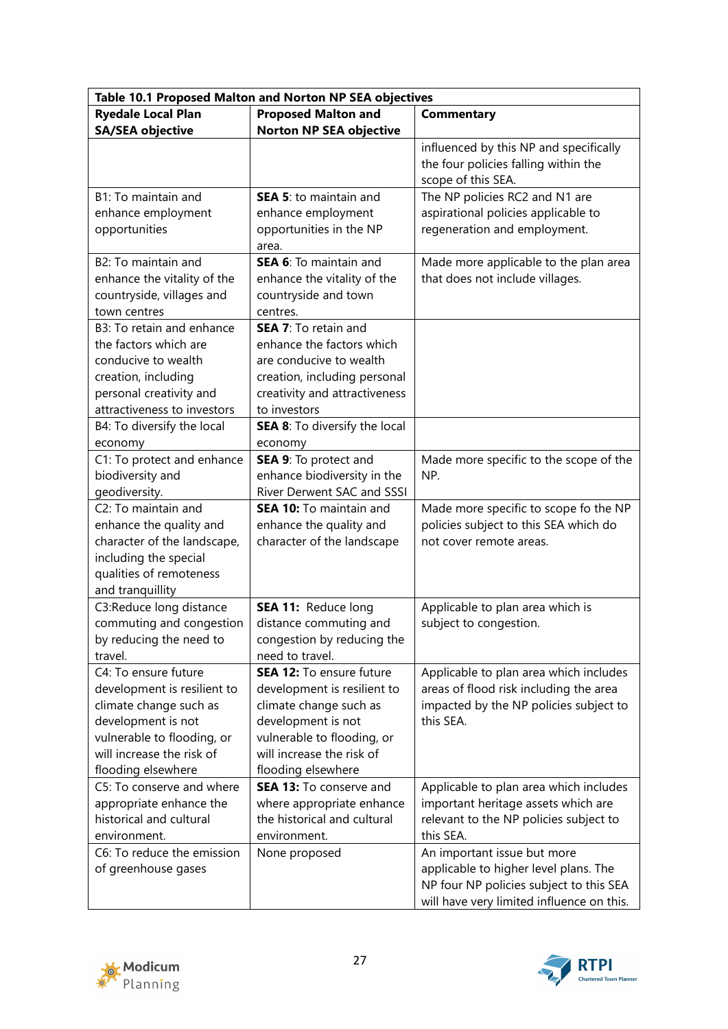| Table 10.1 Proposed Malton and Norton NP SEA objectives | | |
|---|---|---|
| **Ryedale Local Plan SA/SEA objective** | **Proposed Malton and Norton NP SEA objective** | **Commentary** |
| | | influenced by this NP and specifically the four policies falling within the scope of this SEA. |
| B1: To maintain and enhance employment opportunities | **SEA 5**: to maintain and enhance employment opportunities in the NP area. | The NP policies RC2 and N1 are aspirational policies applicable to regeneration and employment. |
| B2: To maintain and enhance the vitality of the countryside, villages and town centres | **SEA 6**: To maintain and enhance the vitality of the countryside and town centres. | Made more applicable to the plan area that does not include villages. |
| B3: To retain and enhance the factors which are conducive to wealth creation, including personal creativity and attractiveness to investors | **SEA 7**: To retain and enhance the factors which are conducive to wealth creation, including personal creativity and attractiveness to investors | |
| B4: To diversify the local economy | **SEA 8**: To diversify the local economy | |
| C1: To protect and enhance biodiversity and geodiversity. | **SEA 9**: To protect and enhance biodiversity in the River Derwent SAC and SSSI | Made more specific to the scope of the NP. |
| C2: To maintain and enhance the quality and character of the landscape, including the special qualities of remoteness and tranquillity | **SEA 10:** To maintain and enhance the quality and character of the landscape | Made more specific to scope fo the NP policies subject to this SEA which do not cover remote areas. |
| C3:Reduce long distance commuting and congestion by reducing the need to travel. | **SEA 11:** Reduce long distance commuting and congestion by reducing the need to travel. | Applicable to plan area which is subject to congestion. |
| C4: To ensure future development is resilient to climate change such as development is not vulnerable to flooding, or will increase the risk of flooding elsewhere | **SEA 12:** To ensure future development is resilient to climate change such as development is not vulnerable to flooding, or will increase the risk of flooding elsewhere | Applicable to plan area which includes areas of flood risk including the area impacted by the NP policies subject to this SEA. |
| C5: To conserve and where appropriate enhance the historical and cultural environment. | **SEA 13:** To conserve and where appropriate enhance the historical and cultural environment. | Applicable to plan area which includes important heritage assets which are relevant to the NP policies subject to this SEA. |
| C6: To reduce the emission of greenhouse gases | None proposed | An important issue but more applicable to higher level plans. The NP four NP policies subject to this SEA will have very limited influence on this. |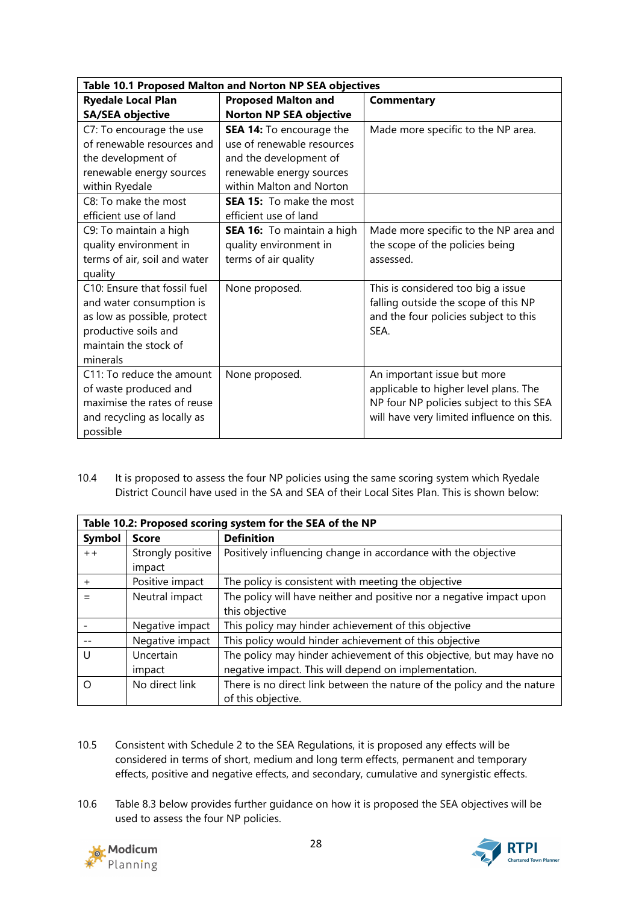| Table 10.1 Proposed Malton and Norton NP SEA objectives | | |
|---|---|---|
| **Ryedale Local Plan SA/SEA objective** | **Proposed Malton and Norton NP SEA objective** | **Commentary** |
| C7: To encourage the use of renewable resources and the development of renewable energy sources within Ryedale | **SEA 14:** To encourage the use of renewable resources and the development of renewable energy sources within Malton and Norton | Made more specific to the NP area. |
| C8: To make the most efficient use of land | **SEA 15:** To make the most efficient use of land | |
| C9: To maintain a high quality environment in terms of air, soil and water quality | **SEA 16:** To maintain a high quality environment in terms of air quality | Made more specific to the NP area and the scope of the policies being assessed. |
| C10: Ensure that fossil fuel and water consumption is as low as possible, protect productive soils and maintain the stock of minerals | None proposed. | This is considered too big a issue falling outside the scope of this NP and the four policies subject to this SEA. |
| C11: To reduce the amount of waste produced and maximise the rates of reuse and recycling as locally as possible | None proposed. | An important issue but more applicable to higher level plans. The NP four NP policies subject to this SEA will have very limited influence on this. |

10.4 It is proposed to assess the four NP policies using the same scoring system which Ryedale District Council have used in the SA and SEA of their Local Sites Plan. This is shown below:

| Table 10.2: Proposed scoring system for the SEA of the NP | | |
|---|---|---|
| **Symbol** | **Score** | **Definition** |
| ++ | Strongly positive impact | Positively influencing change in accordance with the objective |
| + | Positive impact | The policy is consistent with meeting the objective |
| = | Neutral impact | The policy will have neither and positive nor a negative impact upon this objective |
| - | Negative impact | This policy may hinder achievement of this objective |
| -- | Negative impact | This policy would hinder achievement of this objective |
| U | Uncertain impact | The policy may hinder achievement of this objective, but may have no negative impact. This will depend on implementation. |
| O | No direct link | There is no direct link between the nature of the policy and the nature of this objective. |

10.5 Consistent with Schedule 2 to the SEA Regulations, it is proposed any effects will be considered in terms of short, medium and long term effects, permanent and temporary effects, positive and negative effects, and secondary, cumulative and synergistic effects.

10.6 Table 8.3 below provides further guidance on how it is proposed the SEA objectives will be used to assess the four NP policies.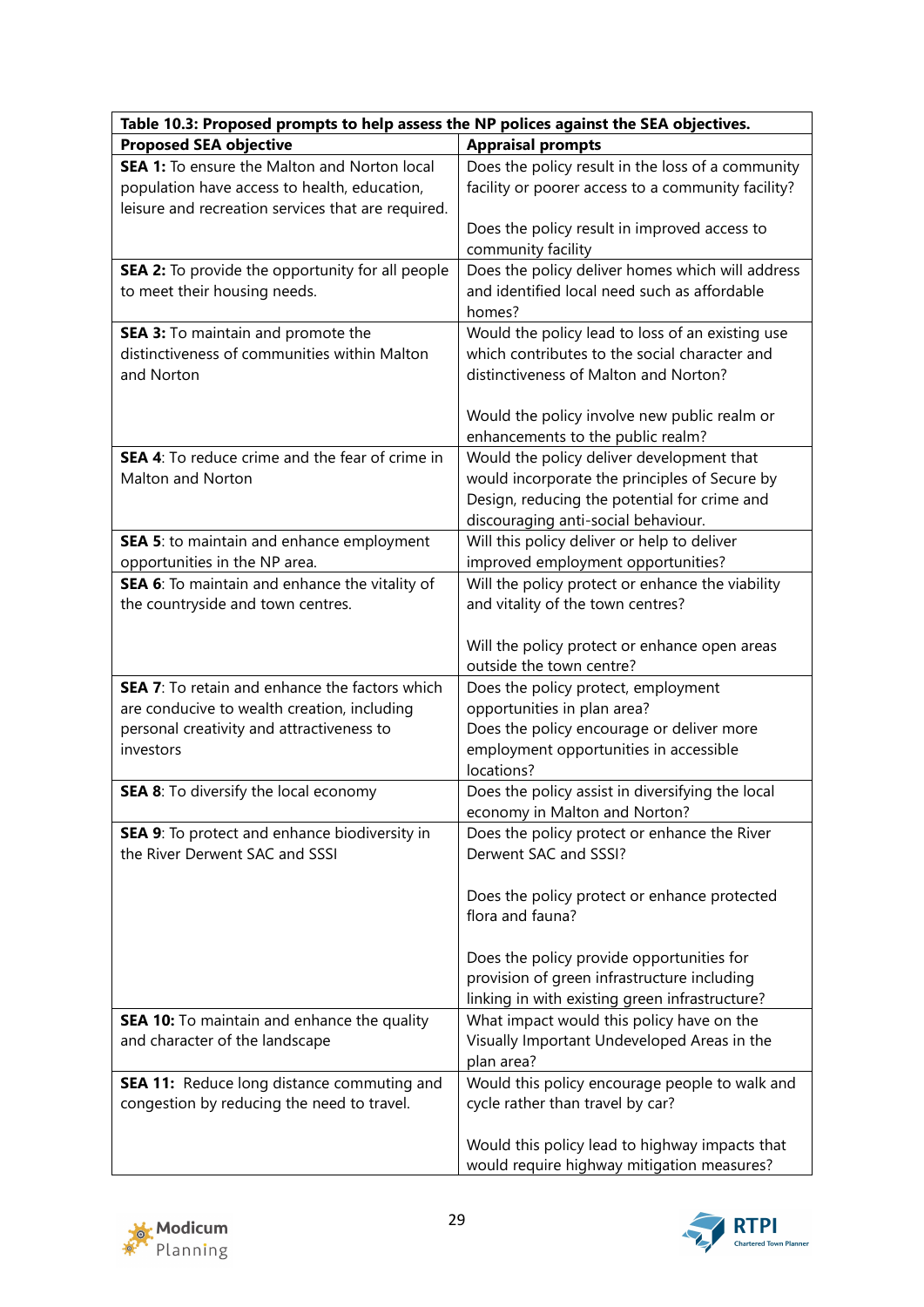| Table 10.3: Proposed prompts to help assess the NP polices against the SEA objectives. | |
|---|---|
| **Proposed SEA objective** | **Appraisal prompts** |
| **SEA 1:** To ensure the Malton and Norton local population have access to health, education, leisure and recreation services that are required. | Does the policy result in the loss of a community facility or poorer access to a community facility?<br><br>Does the policy result in improved access to community facility |
| **SEA 2:** To provide the opportunity for all people to meet their housing needs. | Does the policy deliver homes which will address and identified local need such as affordable homes? |
| **SEA 3:** To maintain and promote the distinctiveness of communities within Malton and Norton | Would the policy lead to loss of an existing use which contributes to the social character and distinctiveness of Malton and Norton?<br><br>Would the policy involve new public realm or enhancements to the public realm? |
| **SEA 4**: To reduce crime and the fear of crime in Malton and Norton | Would the policy deliver development that would incorporate the principles of Secure by Design, reducing the potential for crime and discouraging anti-social behaviour. |
| **SEA 5**: to maintain and enhance employment opportunities in the NP area. | Will this policy deliver or help to deliver improved employment opportunities? |
| **SEA 6**: To maintain and enhance the vitality of the countryside and town centres. | Will the policy protect or enhance the viability and vitality of the town centres?<br><br>Will the policy protect or enhance open areas outside the town centre? |
| **SEA 7**: To retain and enhance the factors which are conducive to wealth creation, including personal creativity and attractiveness to investors | Does the policy protect, employment opportunities in plan area?<br>Does the policy encourage or deliver more employment opportunities in accessible locations? |
| **SEA 8**: To diversify the local economy | Does the policy assist in diversifying the local economy in Malton and Norton? |
| **SEA 9**: To protect and enhance biodiversity in the River Derwent SAC and SSSI | Does the policy protect or enhance the River Derwent SAC and SSSI?<br><br>Does the policy protect or enhance protected flora and fauna?<br><br>Does the policy provide opportunities for provision of green infrastructure including linking in with existing green infrastructure? |
| **SEA 10:** To maintain and enhance the quality and character of the landscape | What impact would this policy have on the Visually Important Undeveloped Areas in the plan area? |
| **SEA 11:** Reduce long distance commuting and congestion by reducing the need to travel. | Would this policy encourage people to walk and cycle rather than travel by car?<br><br>Would this policy lead to highway impacts that would require highway mitigation measures? |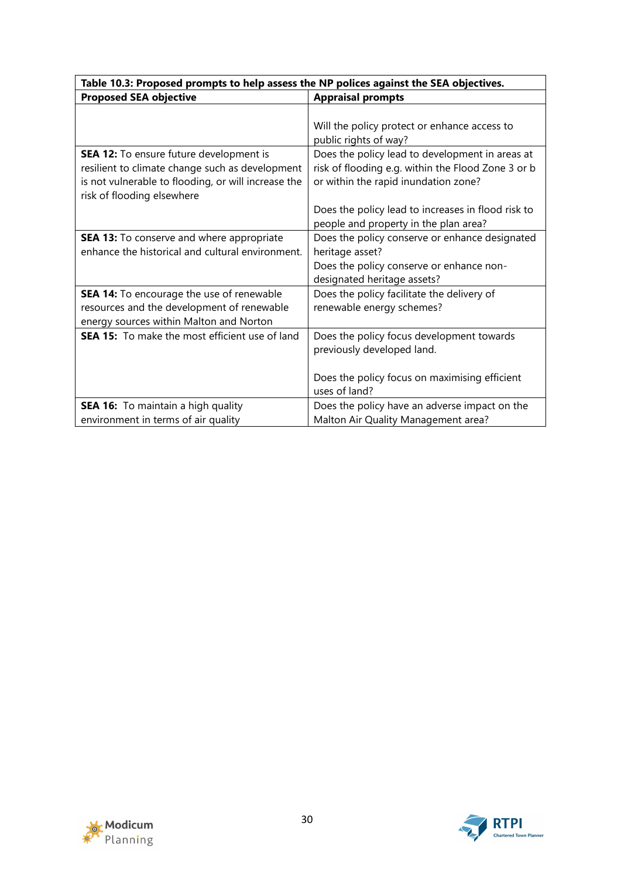| Table 10.3: Proposed prompts to help assess the NP polices against the SEA objectives. | |
|---|---|
| **Proposed SEA objective** | **Appraisal prompts** |
| | Will the policy protect or enhance access to public rights of way? |
| **SEA 12:** To ensure future development is resilient to climate change such as development is not vulnerable to flooding, or will increase the risk of flooding elsewhere | Does the policy lead to development in areas at risk of flooding e.g. within the Flood Zone 3 or b or within the rapid inundation zone?<br><br>Does the policy lead to increases in flood risk to people and property in the plan area? |
| **SEA 13:** To conserve and where appropriate enhance the historical and cultural environment. | Does the policy conserve or enhance designated heritage asset?<br>Does the policy conserve or enhance non-designated heritage assets? |
| **SEA 14:** To encourage the use of renewable resources and the development of renewable energy sources within Malton and Norton | Does the policy facilitate the delivery of renewable energy schemes? |
| **SEA 15:** To make the most efficient use of land | Does the policy focus development towards previously developed land.<br><br>Does the policy focus on maximising efficient uses of land? |
| **SEA 16:** To maintain a high quality environment in terms of air quality | Does the policy have an adverse impact on the Malton Air Quality Management area? |